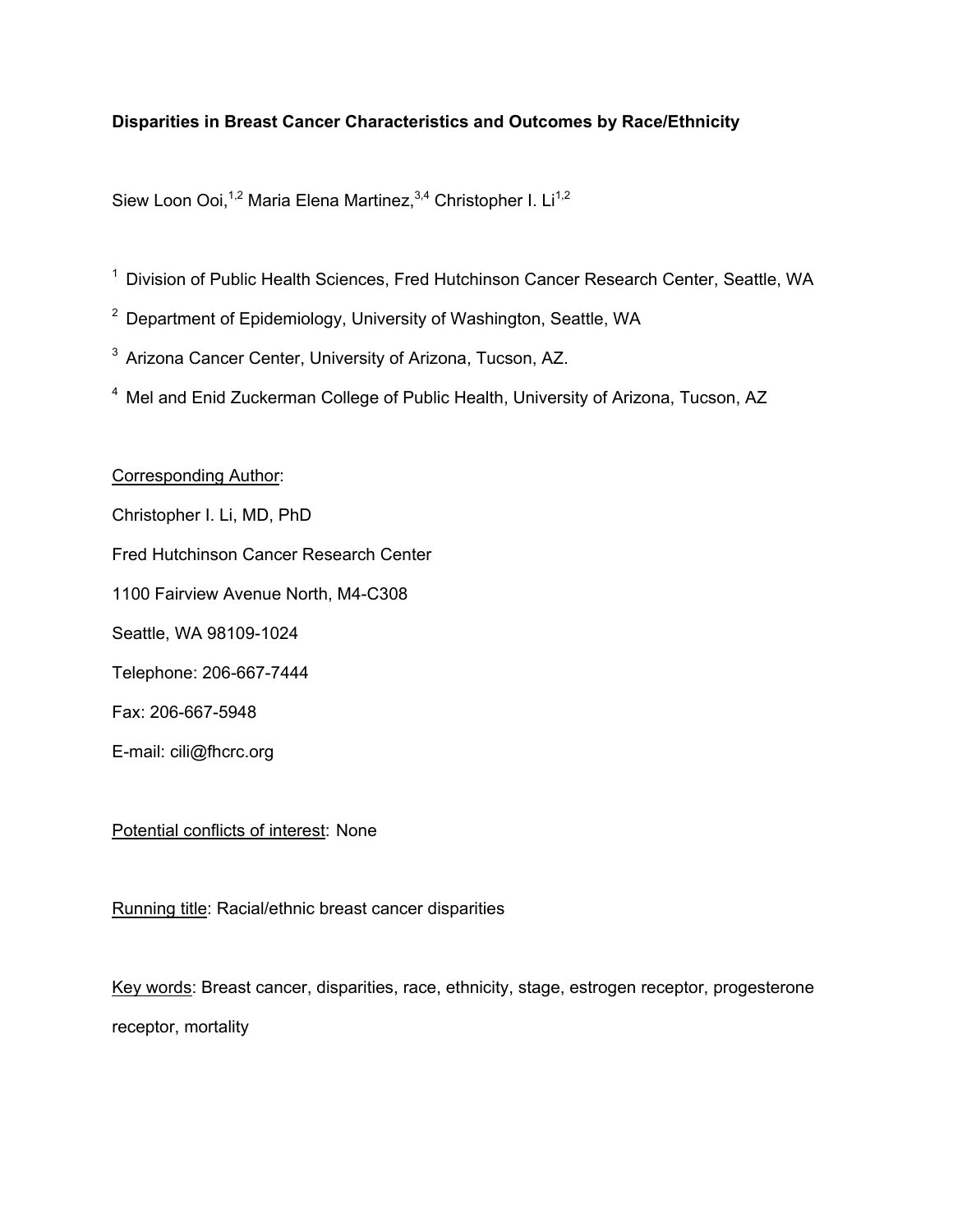**Disparities in Breast Cancer Characteristics and Outcomes by Race/Ethnicity**

Siew Loon Ooi,[1,2] Maria Elena Martinez,[3,4] Christopher I. Li[1,2]

[1] Division of Public Health Sciences, Fred Hutchinson Cancer Research Center, Seattle, WA

[2] Department of Epidemiology, University of Washington, Seattle, WA

[3] Arizona Cancer Center, University of Arizona, Tucson, AZ.

[4] Mel and Enid Zuckerman College of Public Health, University of Arizona, Tucson, AZ

Corresponding Author:

Christopher I. Li, MD, PhD

Fred Hutchinson Cancer Research Center

1100 Fairview Avenue North, M4-C308

Seattle, WA 98109-1024

Telephone: 206-667-7444

Fax: 206-667-5948

E-mail: cili@fhcrc.org

Potential conflicts of interest: None

Running title: Racial/ethnic breast cancer disparities

Key words: Breast cancer, disparities, race, ethnicity, stage, estrogen receptor, progesterone receptor, mortality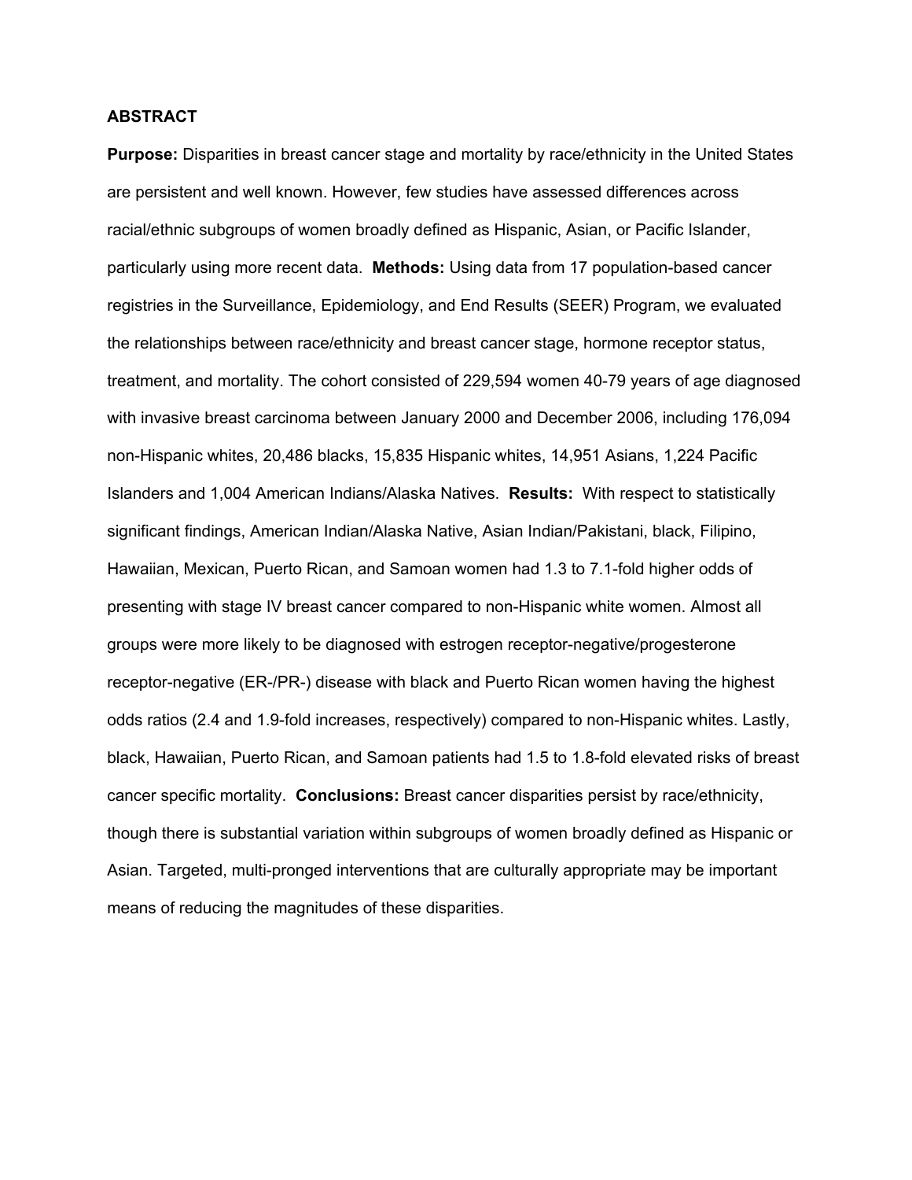## ABSTRACT

**Purpose:** Disparities in breast cancer stage and mortality by race/ethnicity in the United States are persistent and well known. However, few studies have assessed differences across racial/ethnic subgroups of women broadly defined as Hispanic, Asian, or Pacific Islander, particularly using more recent data. **Methods:** Using data from 17 population-based cancer registries in the Surveillance, Epidemiology, and End Results (SEER) Program, we evaluated the relationships between race/ethnicity and breast cancer stage, hormone receptor status, treatment, and mortality. The cohort consisted of 229,594 women 40-79 years of age diagnosed with invasive breast carcinoma between January 2000 and December 2006, including 176,094 non-Hispanic whites, 20,486 blacks, 15,835 Hispanic whites, 14,951 Asians, 1,224 Pacific Islanders and 1,004 American Indians/Alaska Natives. **Results:** With respect to statistically significant findings, American Indian/Alaska Native, Asian Indian/Pakistani, black, Filipino, Hawaiian, Mexican, Puerto Rican, and Samoan women had 1.3 to 7.1-fold higher odds of presenting with stage IV breast cancer compared to non-Hispanic white women. Almost all groups were more likely to be diagnosed with estrogen receptor-negative/progesterone receptor-negative (ER-/PR-) disease with black and Puerto Rican women having the highest odds ratios (2.4 and 1.9-fold increases, respectively) compared to non-Hispanic whites. Lastly, black, Hawaiian, Puerto Rican, and Samoan patients had 1.5 to 1.8-fold elevated risks of breast cancer specific mortality. **Conclusions:** Breast cancer disparities persist by race/ethnicity, though there is substantial variation within subgroups of women broadly defined as Hispanic or Asian. Targeted, multi-pronged interventions that are culturally appropriate may be important means of reducing the magnitudes of these disparities.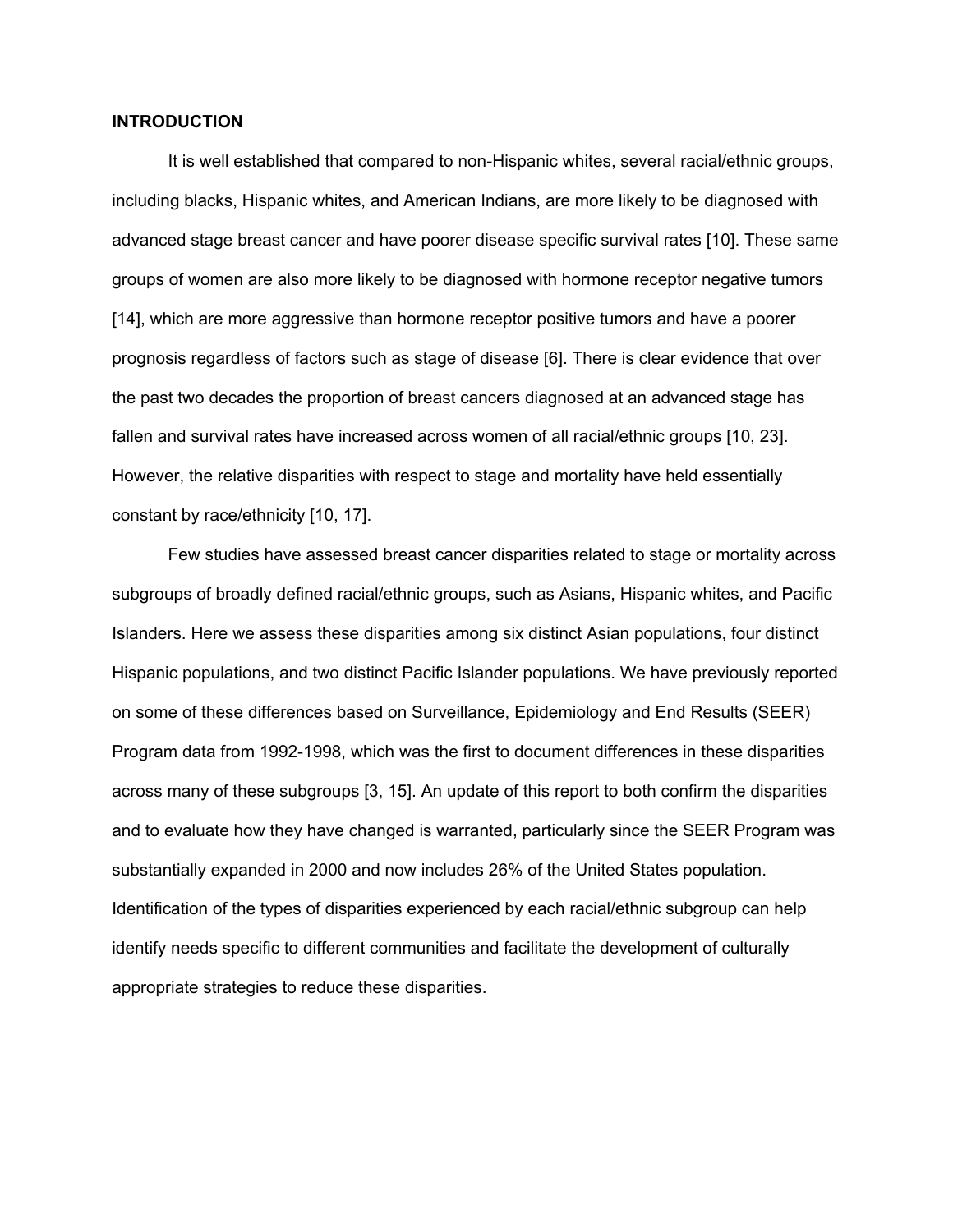## INTRODUCTION

It is well established that compared to non-Hispanic whites, several racial/ethnic groups, including blacks, Hispanic whites, and American Indians, are more likely to be diagnosed with advanced stage breast cancer and have poorer disease specific survival rates [10]. These same groups of women are also more likely to be diagnosed with hormone receptor negative tumors [14], which are more aggressive than hormone receptor positive tumors and have a poorer prognosis regardless of factors such as stage of disease [6]. There is clear evidence that over the past two decades the proportion of breast cancers diagnosed at an advanced stage has fallen and survival rates have increased across women of all racial/ethnic groups [10, 23]. However, the relative disparities with respect to stage and mortality have held essentially constant by race/ethnicity [10, 17].

Few studies have assessed breast cancer disparities related to stage or mortality across subgroups of broadly defined racial/ethnic groups, such as Asians, Hispanic whites, and Pacific Islanders. Here we assess these disparities among six distinct Asian populations, four distinct Hispanic populations, and two distinct Pacific Islander populations. We have previously reported on some of these differences based on Surveillance, Epidemiology and End Results (SEER) Program data from 1992-1998, which was the first to document differences in these disparities across many of these subgroups [3, 15]. An update of this report to both confirm the disparities and to evaluate how they have changed is warranted, particularly since the SEER Program was substantially expanded in 2000 and now includes 26% of the United States population. Identification of the types of disparities experienced by each racial/ethnic subgroup can help identify needs specific to different communities and facilitate the development of culturally appropriate strategies to reduce these disparities.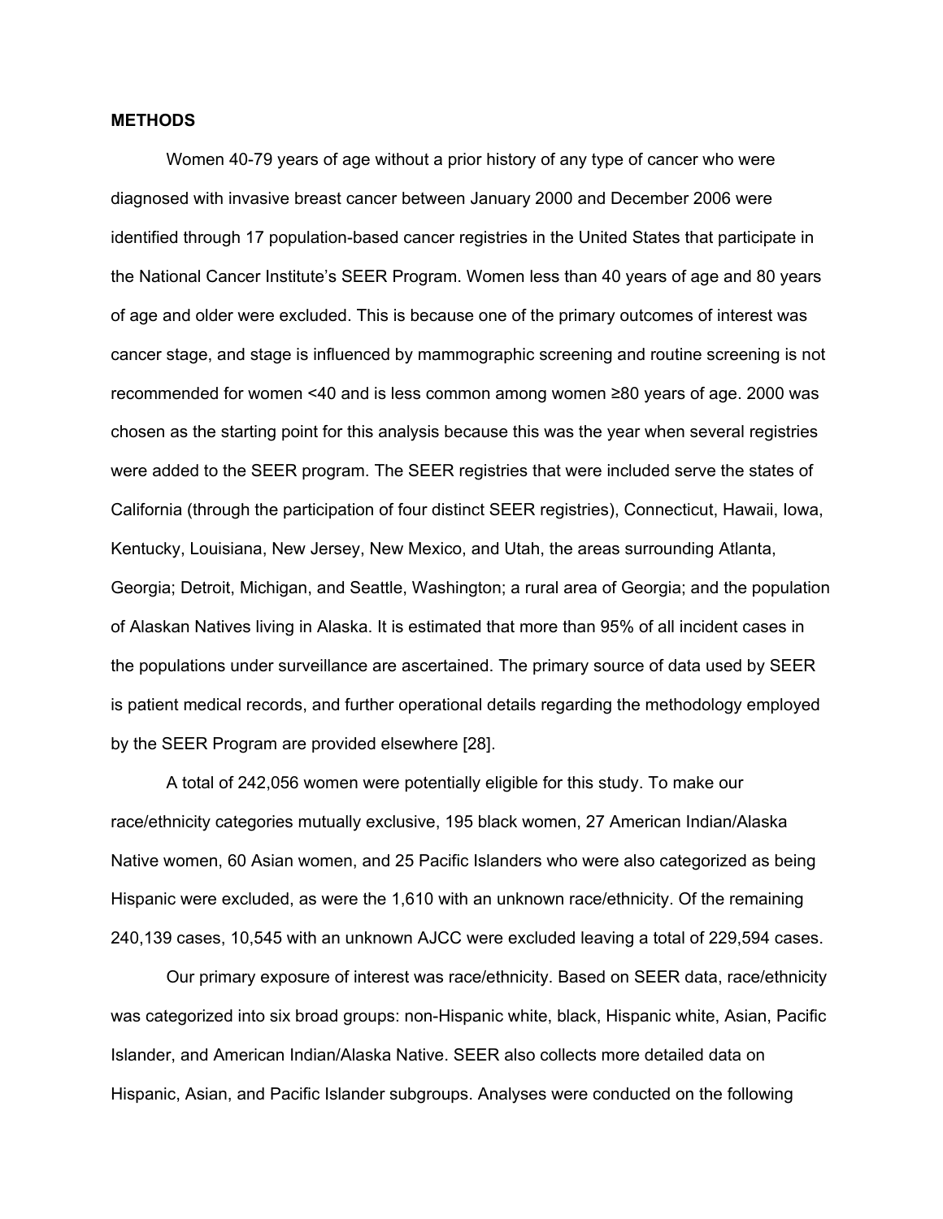**METHODS**

Women 40-79 years of age without a prior history of any type of cancer who were diagnosed with invasive breast cancer between January 2000 and December 2006 were identified through 17 population-based cancer registries in the United States that participate in the National Cancer Institute's SEER Program. Women less than 40 years of age and 80 years of age and older were excluded. This is because one of the primary outcomes of interest was cancer stage, and stage is influenced by mammographic screening and routine screening is not recommended for women <40 and is less common among women ≥80 years of age. 2000 was chosen as the starting point for this analysis because this was the year when several registries were added to the SEER program. The SEER registries that were included serve the states of California (through the participation of four distinct SEER registries), Connecticut, Hawaii, Iowa, Kentucky, Louisiana, New Jersey, New Mexico, and Utah, the areas surrounding Atlanta, Georgia; Detroit, Michigan, and Seattle, Washington; a rural area of Georgia; and the population of Alaskan Natives living in Alaska. It is estimated that more than 95% of all incident cases in the populations under surveillance are ascertained. The primary source of data used by SEER is patient medical records, and further operational details regarding the methodology employed by the SEER Program are provided elsewhere [28].

A total of 242,056 women were potentially eligible for this study. To make our race/ethnicity categories mutually exclusive, 195 black women, 27 American Indian/Alaska Native women, 60 Asian women, and 25 Pacific Islanders who were also categorized as being Hispanic were excluded, as were the 1,610 with an unknown race/ethnicity. Of the remaining 240,139 cases, 10,545 with an unknown AJCC were excluded leaving a total of 229,594 cases.

Our primary exposure of interest was race/ethnicity. Based on SEER data, race/ethnicity was categorized into six broad groups: non-Hispanic white, black, Hispanic white, Asian, Pacific Islander, and American Indian/Alaska Native. SEER also collects more detailed data on Hispanic, Asian, and Pacific Islander subgroups. Analyses were conducted on the following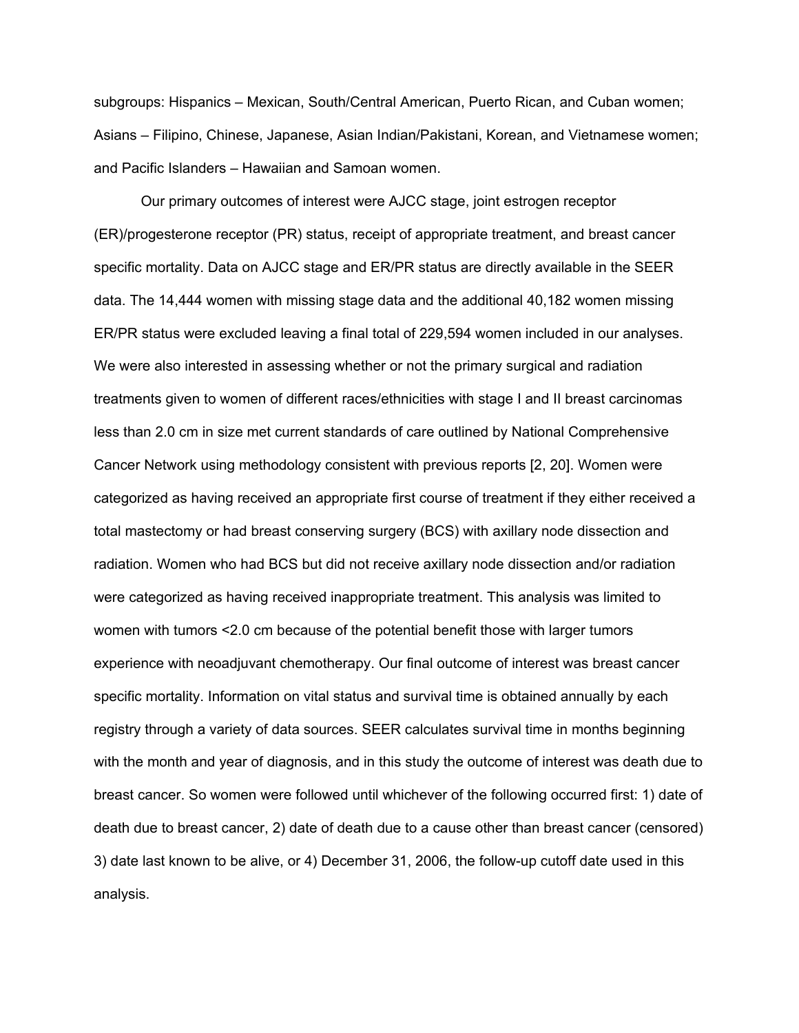subgroups: Hispanics – Mexican, South/Central American, Puerto Rican, and Cuban women; Asians – Filipino, Chinese, Japanese, Asian Indian/Pakistani, Korean, and Vietnamese women; and Pacific Islanders – Hawaiian and Samoan women.

Our primary outcomes of interest were AJCC stage, joint estrogen receptor (ER)/progesterone receptor (PR) status, receipt of appropriate treatment, and breast cancer specific mortality. Data on AJCC stage and ER/PR status are directly available in the SEER data. The 14,444 women with missing stage data and the additional 40,182 women missing ER/PR status were excluded leaving a final total of 229,594 women included in our analyses. We were also interested in assessing whether or not the primary surgical and radiation treatments given to women of different races/ethnicities with stage I and II breast carcinomas less than 2.0 cm in size met current standards of care outlined by National Comprehensive Cancer Network using methodology consistent with previous reports [2, 20]. Women were categorized as having received an appropriate first course of treatment if they either received a total mastectomy or had breast conserving surgery (BCS) with axillary node dissection and radiation. Women who had BCS but did not receive axillary node dissection and/or radiation were categorized as having received inappropriate treatment. This analysis was limited to women with tumors <2.0 cm because of the potential benefit those with larger tumors experience with neoadjuvant chemotherapy. Our final outcome of interest was breast cancer specific mortality. Information on vital status and survival time is obtained annually by each registry through a variety of data sources. SEER calculates survival time in months beginning with the month and year of diagnosis, and in this study the outcome of interest was death due to breast cancer. So women were followed until whichever of the following occurred first: 1) date of death due to breast cancer, 2) date of death due to a cause other than breast cancer (censored) 3) date last known to be alive, or 4) December 31, 2006, the follow-up cutoff date used in this analysis.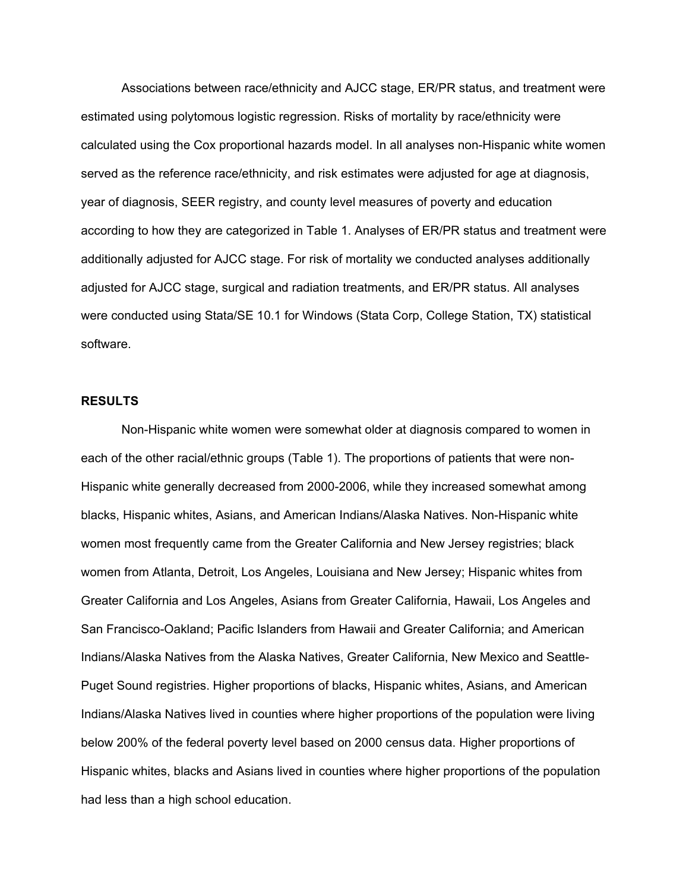Associations between race/ethnicity and AJCC stage, ER/PR status, and treatment were estimated using polytomous logistic regression. Risks of mortality by race/ethnicity were calculated using the Cox proportional hazards model. In all analyses non-Hispanic white women served as the reference race/ethnicity, and risk estimates were adjusted for age at diagnosis, year of diagnosis, SEER registry, and county level measures of poverty and education according to how they are categorized in Table 1. Analyses of ER/PR status and treatment were additionally adjusted for AJCC stage. For risk of mortality we conducted analyses additionally adjusted for AJCC stage, surgical and radiation treatments, and ER/PR status. All analyses were conducted using Stata/SE 10.1 for Windows (Stata Corp, College Station, TX) statistical software.

## RESULTS

Non-Hispanic white women were somewhat older at diagnosis compared to women in each of the other racial/ethnic groups (Table 1). The proportions of patients that were non-Hispanic white generally decreased from 2000-2006, while they increased somewhat among blacks, Hispanic whites, Asians, and American Indians/Alaska Natives. Non-Hispanic white women most frequently came from the Greater California and New Jersey registries; black women from Atlanta, Detroit, Los Angeles, Louisiana and New Jersey; Hispanic whites from Greater California and Los Angeles, Asians from Greater California, Hawaii, Los Angeles and San Francisco-Oakland; Pacific Islanders from Hawaii and Greater California; and American Indians/Alaska Natives from the Alaska Natives, Greater California, New Mexico and Seattle-Puget Sound registries. Higher proportions of blacks, Hispanic whites, Asians, and American Indians/Alaska Natives lived in counties where higher proportions of the population were living below 200% of the federal poverty level based on 2000 census data. Higher proportions of Hispanic whites, blacks and Asians lived in counties where higher proportions of the population had less than a high school education.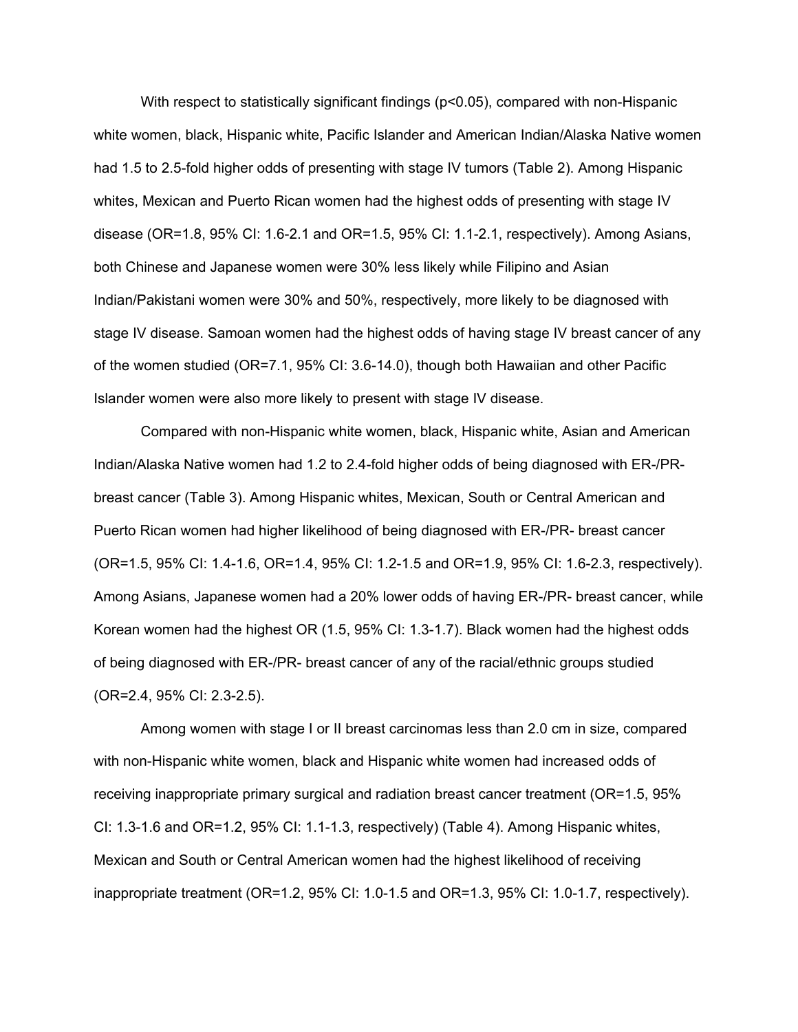With respect to statistically significant findings ($p<0.05$), compared with non-Hispanic white women, black, Hispanic white, Pacific Islander and American Indian/Alaska Native women had 1.5 to 2.5-fold higher odds of presenting with stage IV tumors (Table 2). Among Hispanic whites, Mexican and Puerto Rican women had the highest odds of presenting with stage IV disease (OR=1.8, 95% CI: 1.6-2.1 and OR=1.5, 95% CI: 1.1-2.1, respectively). Among Asians, both Chinese and Japanese women were 30% less likely while Filipino and Asian Indian/Pakistani women were 30% and 50%, respectively, more likely to be diagnosed with stage IV disease. Samoan women had the highest odds of having stage IV breast cancer of any of the women studied (OR=7.1, 95% CI: 3.6-14.0), though both Hawaiian and other Pacific Islander women were also more likely to present with stage IV disease.

Compared with non-Hispanic white women, black, Hispanic white, Asian and American Indian/Alaska Native women had 1.2 to 2.4-fold higher odds of being diagnosed with ER-/PR- breast cancer (Table 3). Among Hispanic whites, Mexican, South or Central American and Puerto Rican women had higher likelihood of being diagnosed with ER-/PR- breast cancer (OR=1.5, 95% CI: 1.4-1.6, OR=1.4, 95% CI: 1.2-1.5 and OR=1.9, 95% CI: 1.6-2.3, respectively). Among Asians, Japanese women had a 20% lower odds of having ER-/PR- breast cancer, while Korean women had the highest OR (1.5, 95% CI: 1.3-1.7). Black women had the highest odds of being diagnosed with ER-/PR- breast cancer of any of the racial/ethnic groups studied (OR=2.4, 95% CI: 2.3-2.5).

Among women with stage I or II breast carcinomas less than 2.0 cm in size, compared with non-Hispanic white women, black and Hispanic white women had increased odds of receiving inappropriate primary surgical and radiation breast cancer treatment (OR=1.5, 95% CI: 1.3-1.6 and OR=1.2, 95% CI: 1.1-1.3, respectively) (Table 4). Among Hispanic whites, Mexican and South or Central American women had the highest likelihood of receiving inappropriate treatment (OR=1.2, 95% CI: 1.0-1.5 and OR=1.3, 95% CI: 1.0-1.7, respectively).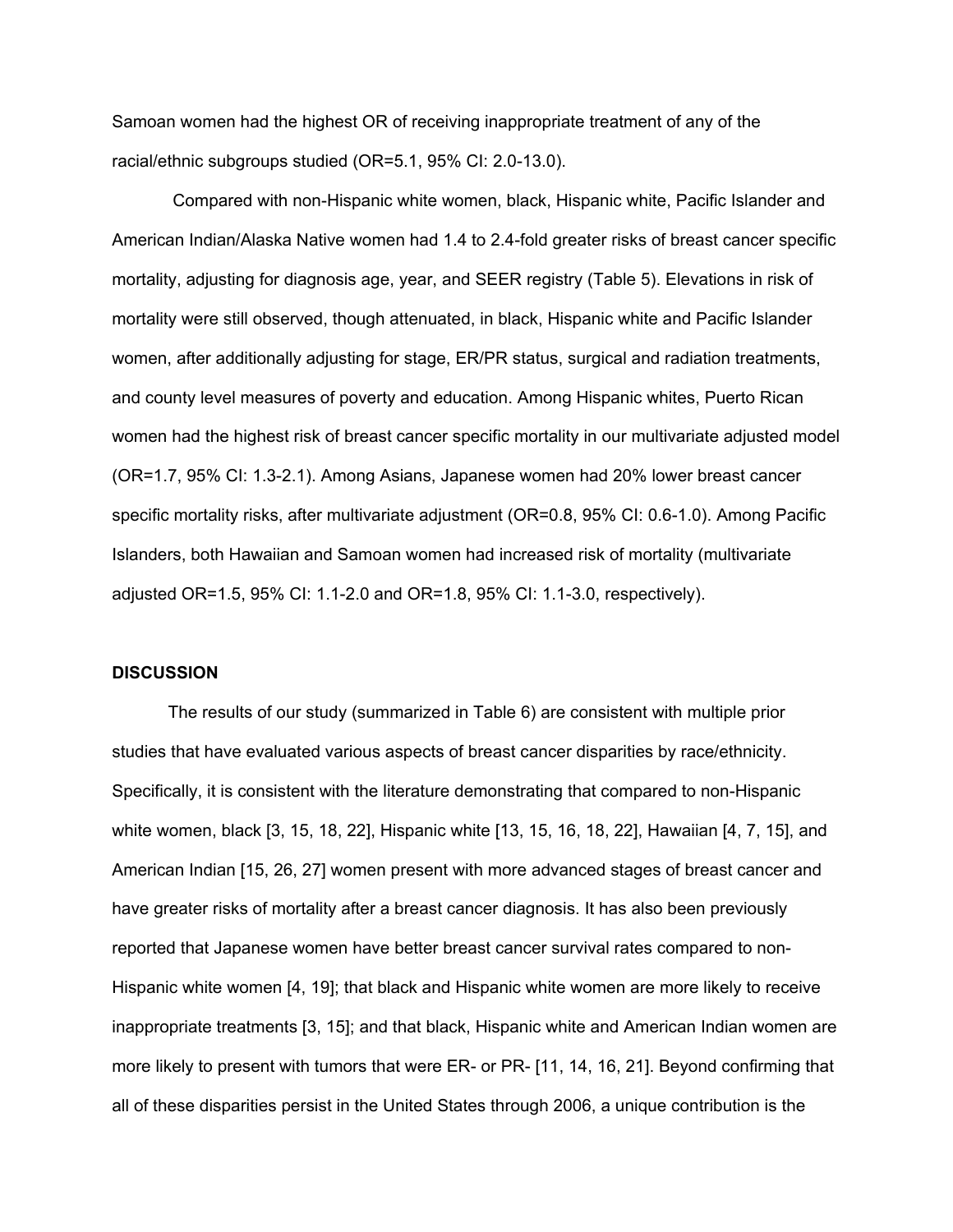Samoan women had the highest OR of receiving inappropriate treatment of any of the racial/ethnic subgroups studied (OR=5.1, 95% CI: 2.0-13.0).

Compared with non-Hispanic white women, black, Hispanic white, Pacific Islander and American Indian/Alaska Native women had 1.4 to 2.4-fold greater risks of breast cancer specific mortality, adjusting for diagnosis age, year, and SEER registry (Table 5). Elevations in risk of mortality were still observed, though attenuated, in black, Hispanic white and Pacific Islander women, after additionally adjusting for stage, ER/PR status, surgical and radiation treatments, and county level measures of poverty and education. Among Hispanic whites, Puerto Rican women had the highest risk of breast cancer specific mortality in our multivariate adjusted model (OR=1.7, 95% CI: 1.3-2.1). Among Asians, Japanese women had 20% lower breast cancer specific mortality risks, after multivariate adjustment (OR=0.8, 95% CI: 0.6-1.0). Among Pacific Islanders, both Hawaiian and Samoan women had increased risk of mortality (multivariate adjusted OR=1.5, 95% CI: 1.1-2.0 and OR=1.8, 95% CI: 1.1-3.0, respectively).

## DISCUSSION

The results of our study (summarized in Table 6) are consistent with multiple prior studies that have evaluated various aspects of breast cancer disparities by race/ethnicity. Specifically, it is consistent with the literature demonstrating that compared to non-Hispanic white women, black [3, 15, 18, 22], Hispanic white [13, 15, 16, 18, 22], Hawaiian [4, 7, 15], and American Indian [15, 26, 27] women present with more advanced stages of breast cancer and have greater risks of mortality after a breast cancer diagnosis. It has also been previously reported that Japanese women have better breast cancer survival rates compared to non-Hispanic white women [4, 19]; that black and Hispanic white women are more likely to receive inappropriate treatments [3, 15]; and that black, Hispanic white and American Indian women are more likely to present with tumors that were ER- or PR- [11, 14, 16, 21]. Beyond confirming that all of these disparities persist in the United States through 2006, a unique contribution is the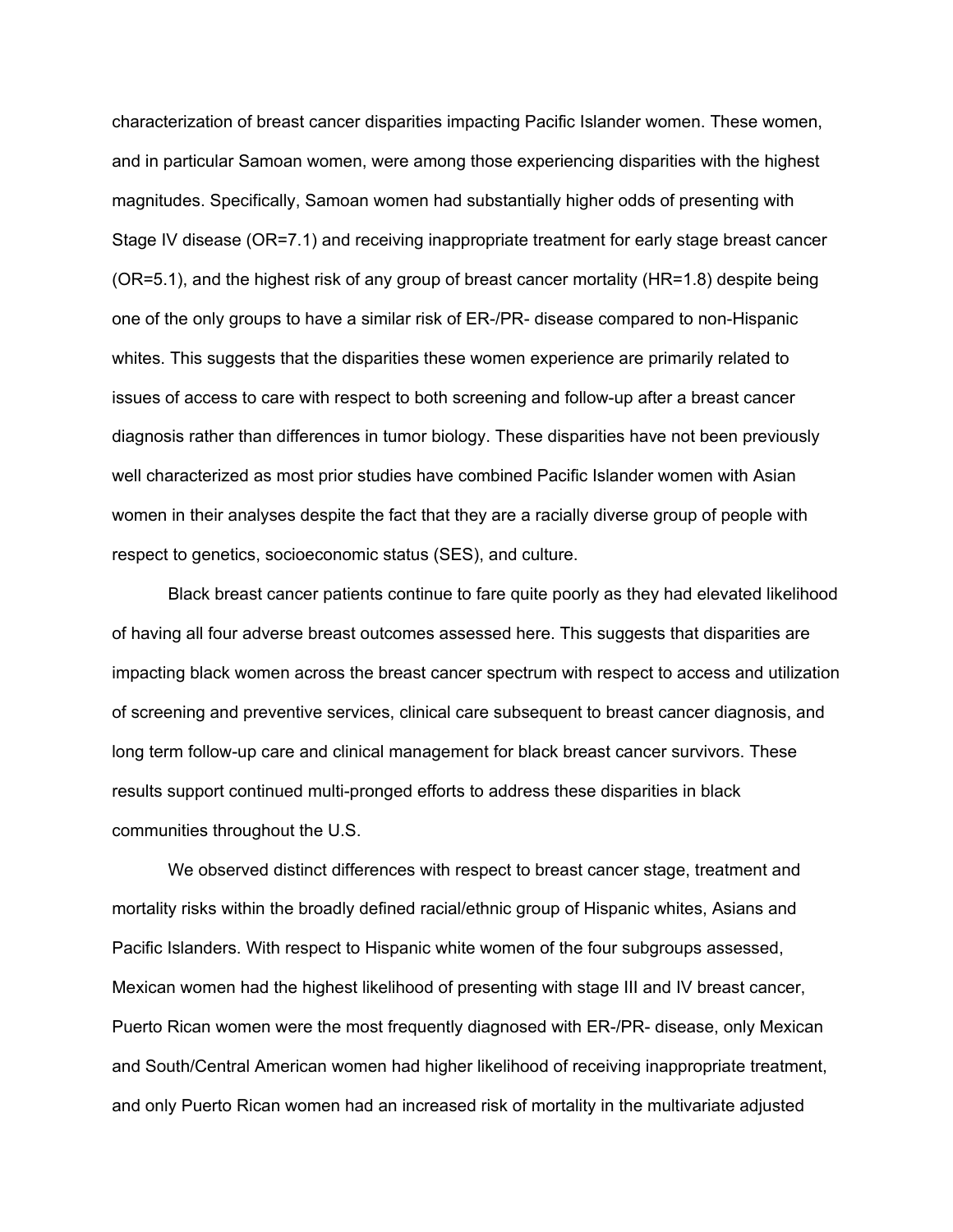characterization of breast cancer disparities impacting Pacific Islander women. These women, and in particular Samoan women, were among those experiencing disparities with the highest magnitudes. Specifically, Samoan women had substantially higher odds of presenting with Stage IV disease (OR=7.1) and receiving inappropriate treatment for early stage breast cancer (OR=5.1), and the highest risk of any group of breast cancer mortality (HR=1.8) despite being one of the only groups to have a similar risk of ER-/PR- disease compared to non-Hispanic whites. This suggests that the disparities these women experience are primarily related to issues of access to care with respect to both screening and follow-up after a breast cancer diagnosis rather than differences in tumor biology. These disparities have not been previously well characterized as most prior studies have combined Pacific Islander women with Asian women in their analyses despite the fact that they are a racially diverse group of people with respect to genetics, socioeconomic status (SES), and culture.

Black breast cancer patients continue to fare quite poorly as they had elevated likelihood of having all four adverse breast outcomes assessed here. This suggests that disparities are impacting black women across the breast cancer spectrum with respect to access and utilization of screening and preventive services, clinical care subsequent to breast cancer diagnosis, and long term follow-up care and clinical management for black breast cancer survivors. These results support continued multi-pronged efforts to address these disparities in black communities throughout the U.S.

We observed distinct differences with respect to breast cancer stage, treatment and mortality risks within the broadly defined racial/ethnic group of Hispanic whites, Asians and Pacific Islanders. With respect to Hispanic white women of the four subgroups assessed, Mexican women had the highest likelihood of presenting with stage III and IV breast cancer, Puerto Rican women were the most frequently diagnosed with ER-/PR- disease, only Mexican and South/Central American women had higher likelihood of receiving inappropriate treatment, and only Puerto Rican women had an increased risk of mortality in the multivariate adjusted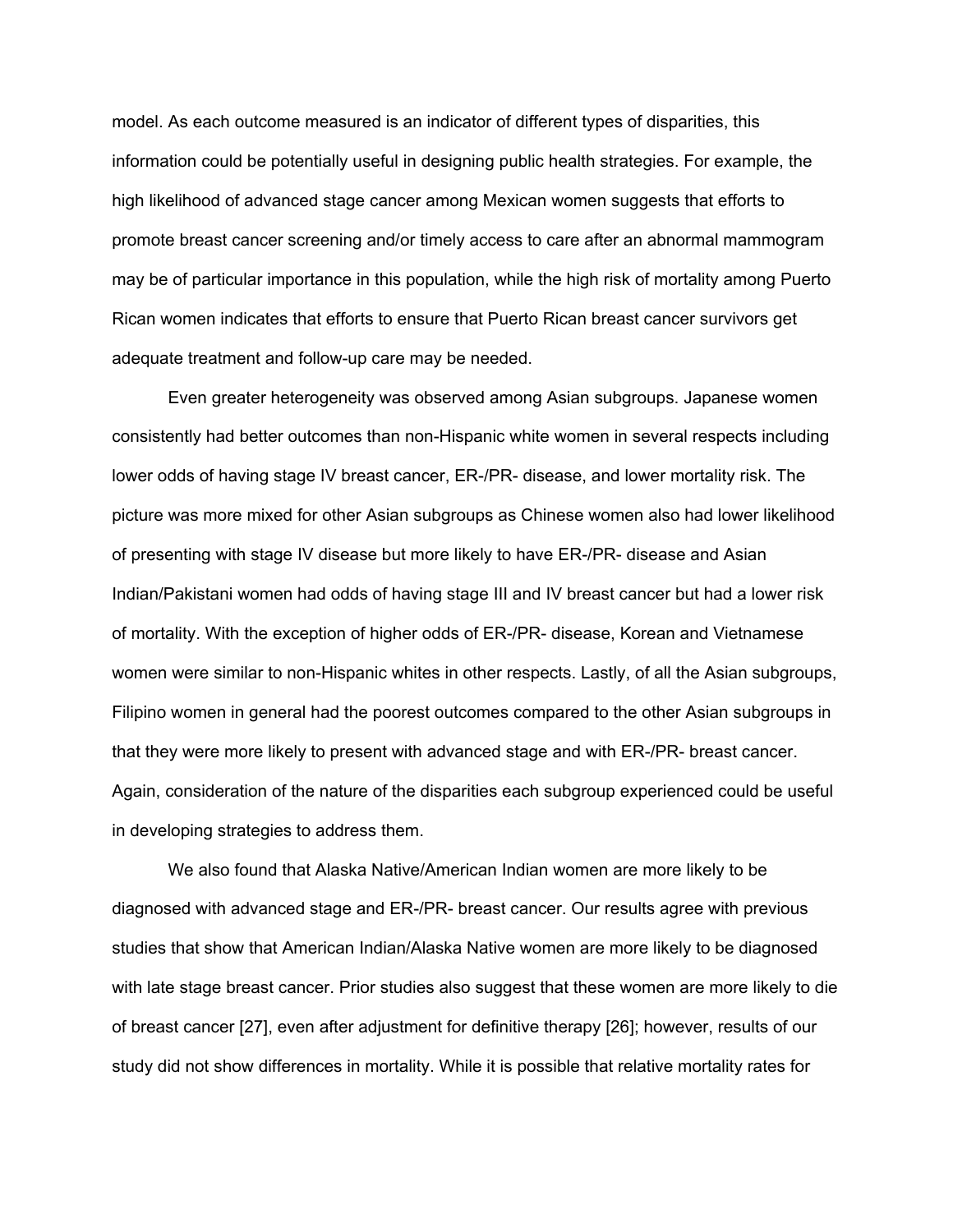model. As each outcome measured is an indicator of different types of disparities, this information could be potentially useful in designing public health strategies. For example, the high likelihood of advanced stage cancer among Mexican women suggests that efforts to promote breast cancer screening and/or timely access to care after an abnormal mammogram may be of particular importance in this population, while the high risk of mortality among Puerto Rican women indicates that efforts to ensure that Puerto Rican breast cancer survivors get adequate treatment and follow-up care may be needed.

Even greater heterogeneity was observed among Asian subgroups. Japanese women consistently had better outcomes than non-Hispanic white women in several respects including lower odds of having stage IV breast cancer, ER-/PR- disease, and lower mortality risk. The picture was more mixed for other Asian subgroups as Chinese women also had lower likelihood of presenting with stage IV disease but more likely to have ER-/PR- disease and Asian Indian/Pakistani women had odds of having stage III and IV breast cancer but had a lower risk of mortality. With the exception of higher odds of ER-/PR- disease, Korean and Vietnamese women were similar to non-Hispanic whites in other respects. Lastly, of all the Asian subgroups, Filipino women in general had the poorest outcomes compared to the other Asian subgroups in that they were more likely to present with advanced stage and with ER-/PR- breast cancer. Again, consideration of the nature of the disparities each subgroup experienced could be useful in developing strategies to address them.

We also found that Alaska Native/American Indian women are more likely to be diagnosed with advanced stage and ER-/PR- breast cancer. Our results agree with previous studies that show that American Indian/Alaska Native women are more likely to be diagnosed with late stage breast cancer. Prior studies also suggest that these women are more likely to die of breast cancer [27], even after adjustment for definitive therapy [26]; however, results of our study did not show differences in mortality. While it is possible that relative mortality rates for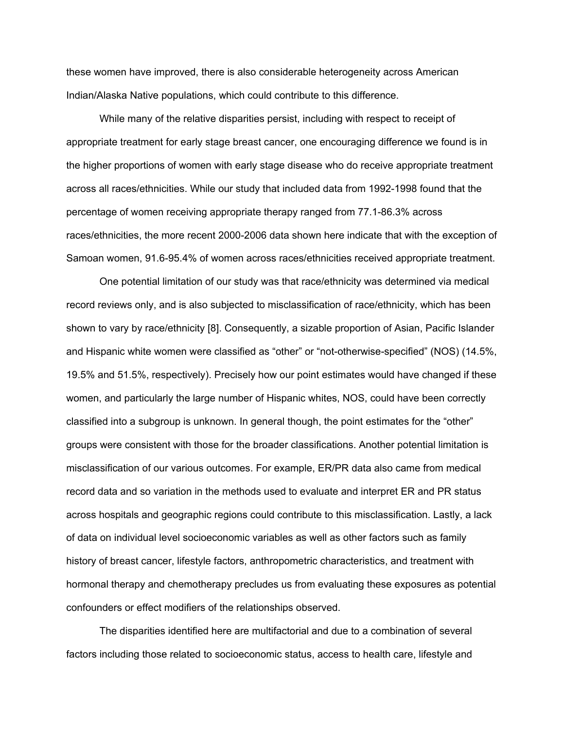these women have improved, there is also considerable heterogeneity across American Indian/Alaska Native populations, which could contribute to this difference.

While many of the relative disparities persist, including with respect to receipt of appropriate treatment for early stage breast cancer, one encouraging difference we found is in the higher proportions of women with early stage disease who do receive appropriate treatment across all races/ethnicities. While our study that included data from 1992-1998 found that the percentage of women receiving appropriate therapy ranged from 77.1-86.3% across races/ethnicities, the more recent 2000-2006 data shown here indicate that with the exception of Samoan women, 91.6-95.4% of women across races/ethnicities received appropriate treatment.

One potential limitation of our study was that race/ethnicity was determined via medical record reviews only, and is also subjected to misclassification of race/ethnicity, which has been shown to vary by race/ethnicity [8]. Consequently, a sizable proportion of Asian, Pacific Islander and Hispanic white women were classified as "other" or "not-otherwise-specified" (NOS) (14.5%, 19.5% and 51.5%, respectively). Precisely how our point estimates would have changed if these women, and particularly the large number of Hispanic whites, NOS, could have been correctly classified into a subgroup is unknown. In general though, the point estimates for the "other" groups were consistent with those for the broader classifications. Another potential limitation is misclassification of our various outcomes. For example, ER/PR data also came from medical record data and so variation in the methods used to evaluate and interpret ER and PR status across hospitals and geographic regions could contribute to this misclassification. Lastly, a lack of data on individual level socioeconomic variables as well as other factors such as family history of breast cancer, lifestyle factors, anthropometric characteristics, and treatment with hormonal therapy and chemotherapy precludes us from evaluating these exposures as potential confounders or effect modifiers of the relationships observed.

The disparities identified here are multifactorial and due to a combination of several factors including those related to socioeconomic status, access to health care, lifestyle and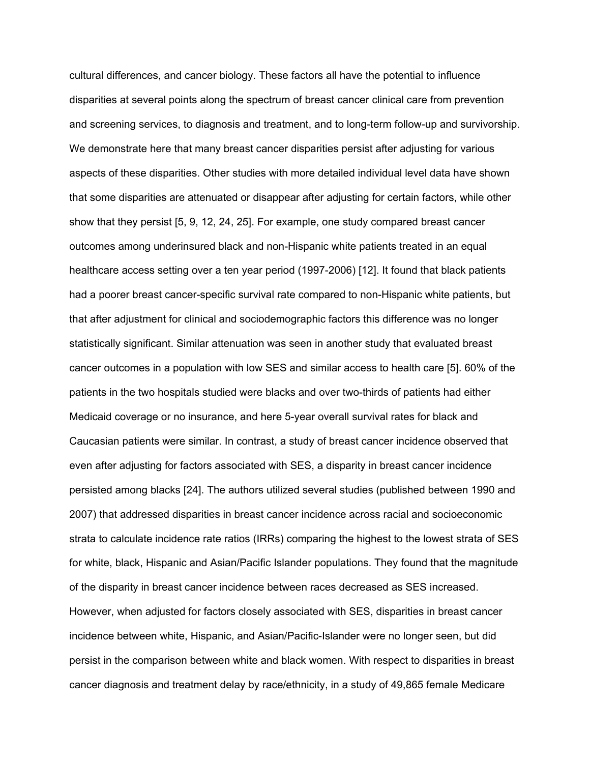cultural differences, and cancer biology. These factors all have the potential to influence disparities at several points along the spectrum of breast cancer clinical care from prevention and screening services, to diagnosis and treatment, and to long-term follow-up and survivorship. We demonstrate here that many breast cancer disparities persist after adjusting for various aspects of these disparities. Other studies with more detailed individual level data have shown that some disparities are attenuated or disappear after adjusting for certain factors, while other show that they persist [5, 9, 12, 24, 25]. For example, one study compared breast cancer outcomes among underinsured black and non-Hispanic white patients treated in an equal healthcare access setting over a ten year period (1997-2006) [12]. It found that black patients had a poorer breast cancer-specific survival rate compared to non-Hispanic white patients, but that after adjustment for clinical and sociodemographic factors this difference was no longer statistically significant. Similar attenuation was seen in another study that evaluated breast cancer outcomes in a population with low SES and similar access to health care [5]. 60% of the patients in the two hospitals studied were blacks and over two-thirds of patients had either Medicaid coverage or no insurance, and here 5-year overall survival rates for black and Caucasian patients were similar. In contrast, a study of breast cancer incidence observed that even after adjusting for factors associated with SES, a disparity in breast cancer incidence persisted among blacks [24]. The authors utilized several studies (published between 1990 and 2007) that addressed disparities in breast cancer incidence across racial and socioeconomic strata to calculate incidence rate ratios (IRRs) comparing the highest to the lowest strata of SES for white, black, Hispanic and Asian/Pacific Islander populations. They found that the magnitude of the disparity in breast cancer incidence between races decreased as SES increased. However, when adjusted for factors closely associated with SES, disparities in breast cancer incidence between white, Hispanic, and Asian/Pacific-Islander were no longer seen, but did persist in the comparison between white and black women. With respect to disparities in breast cancer diagnosis and treatment delay by race/ethnicity, in a study of 49,865 female Medicare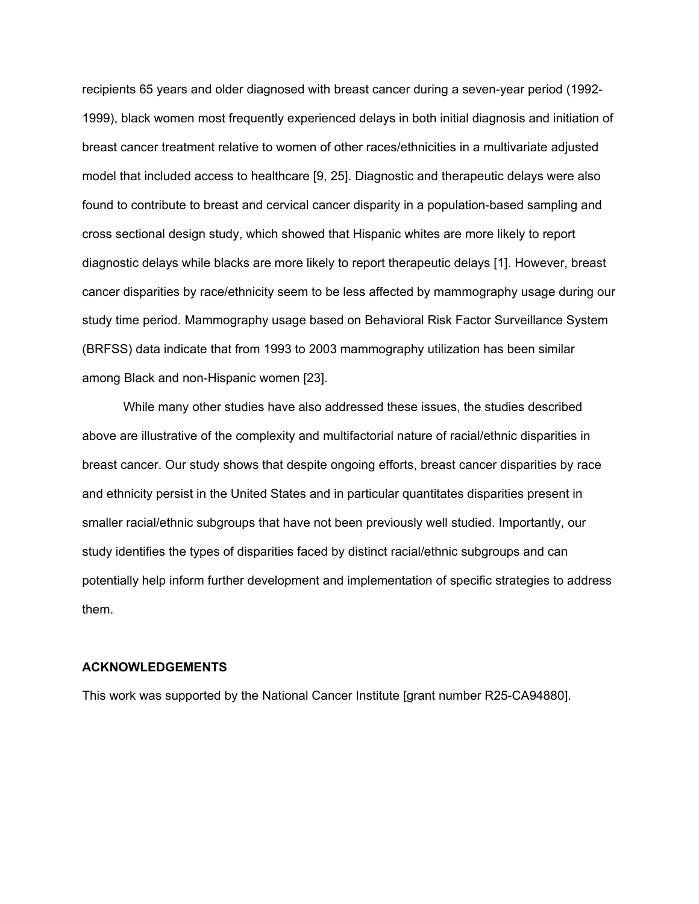recipients 65 years and older diagnosed with breast cancer during a seven-year period (1992-1999), black women most frequently experienced delays in both initial diagnosis and initiation of breast cancer treatment relative to women of other races/ethnicities in a multivariate adjusted model that included access to healthcare [9, 25]. Diagnostic and therapeutic delays were also found to contribute to breast and cervical cancer disparity in a population-based sampling and cross sectional design study, which showed that Hispanic whites are more likely to report diagnostic delays while blacks are more likely to report therapeutic delays [1]. However, breast cancer disparities by race/ethnicity seem to be less affected by mammography usage during our study time period. Mammography usage based on Behavioral Risk Factor Surveillance System (BRFSS) data indicate that from 1993 to 2003 mammography utilization has been similar among Black and non-Hispanic women [23].

While many other studies have also addressed these issues, the studies described above are illustrative of the complexity and multifactorial nature of racial/ethnic disparities in breast cancer. Our study shows that despite ongoing efforts, breast cancer disparities by race and ethnicity persist in the United States and in particular quantitates disparities present in smaller racial/ethnic subgroups that have not been previously well studied. Importantly, our study identifies the types of disparities faced by distinct racial/ethnic subgroups and can potentially help inform further development and implementation of specific strategies to address them.

**ACKNOWLEDGEMENTS**

This work was supported by the National Cancer Institute [grant number R25-CA94880].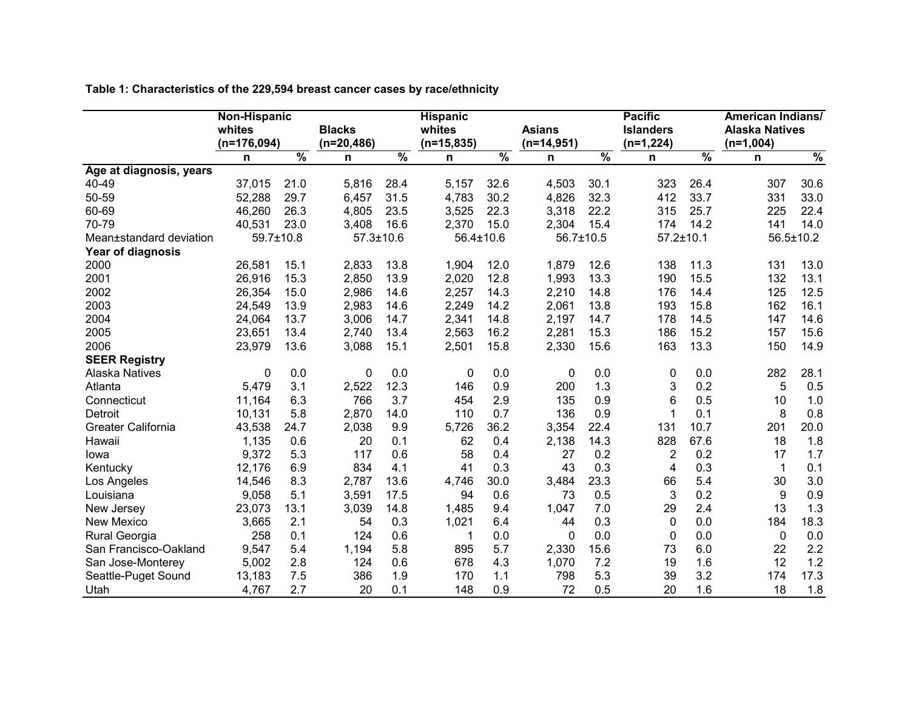**Table 1: Characteristics of the 229,594 breast cancer cases by race/ethnicity**

| | Non-Hispanic whites (n=176,094) | | Blacks (n=20,486) | | Hispanic whites (n=15,835) | | Asians (n=14,951) | | Pacific Islanders (n=1,224) | | American Indians/ Alaska Natives (n=1,004) | |
|---|---|---|---|---|---|---|---|---|---|---|---|---|
| | n | % | n | % | n | % | n | % | n | % | n | % |
| **Age at diagnosis, years** | | | | | | | | | | | | |
| 40-49 | 37,015 | 21.0 | 5,816 | 28.4 | 5,157 | 32.6 | 4,503 | 30.1 | 323 | 26.4 | 307 | 30.6 |
| 50-59 | 52,288 | 29.7 | 6,457 | 31.5 | 4,783 | 30.2 | 4,826 | 32.3 | 412 | 33.7 | 331 | 33.0 |
| 60-69 | 46,260 | 26.3 | 4,805 | 23.5 | 3,525 | 22.3 | 3,318 | 22.2 | 315 | 25.7 | 225 | 22.4 |
| 70-79 | 40,531 | 23.0 | 3,408 | 16.6 | 2,370 | 15.0 | 2,304 | 15.4 | 174 | 14.2 | 141 | 14.0 |
| Mean±standard deviation | 59.7±10.8 | | 57.3±10.6 | | 56.4±10.6 | | 56.7±10.5 | | 57.2±10.1 | | 56.5±10.2 | |
| **Year of diagnosis** | | | | | | | | | | | | |
| 2000 | 26,581 | 15.1 | 2,833 | 13.8 | 1,904 | 12.0 | 1,879 | 12.6 | 138 | 11.3 | 131 | 13.0 |
| 2001 | 26,916 | 15.3 | 2,850 | 13.9 | 2,020 | 12.8 | 1,993 | 13.3 | 190 | 15.5 | 132 | 13.1 |
| 2002 | 26,354 | 15.0 | 2,986 | 14.6 | 2,257 | 14.3 | 2,210 | 14.8 | 176 | 14.4 | 125 | 12.5 |
| 2003 | 24,549 | 13.9 | 2,983 | 14.6 | 2,249 | 14.2 | 2,061 | 13.8 | 193 | 15.8 | 162 | 16.1 |
| 2004 | 24,064 | 13.7 | 3,006 | 14.7 | 2,341 | 14.8 | 2,197 | 14.7 | 178 | 14.5 | 147 | 14.6 |
| 2005 | 23,651 | 13.4 | 2,740 | 13.4 | 2,563 | 16.2 | 2,281 | 15.3 | 186 | 15.2 | 157 | 15.6 |
| 2006 | 23,979 | 13.6 | 3,088 | 15.1 | 2,501 | 15.8 | 2,330 | 15.6 | 163 | 13.3 | 150 | 14.9 |
| **SEER Registry** | | | | | | | | | | | | |
| Alaska Natives | 0 | 0.0 | 0 | 0.0 | 0 | 0.0 | 0 | 0.0 | 0 | 0.0 | 282 | 28.1 |
| Atlanta | 5,479 | 3.1 | 2,522 | 12.3 | 146 | 0.9 | 200 | 1.3 | 3 | 0.2 | 5 | 0.5 |
| Connecticut | 11,164 | 6.3 | 766 | 3.7 | 454 | 2.9 | 135 | 0.9 | 6 | 0.5 | 10 | 1.0 |
| Detroit | 10,131 | 5.8 | 2,870 | 14.0 | 110 | 0.7 | 136 | 0.9 | 1 | 0.1 | 8 | 0.8 |
| Greater California | 43,538 | 24.7 | 2,038 | 9.9 | 5,726 | 36.2 | 3,354 | 22.4 | 131 | 10.7 | 201 | 20.0 |
| Hawaii | 1,135 | 0.6 | 20 | 0.1 | 62 | 0.4 | 2,138 | 14.3 | 828 | 67.6 | 18 | 1.8 |
| Iowa | 9,372 | 5.3 | 117 | 0.6 | 58 | 0.4 | 27 | 0.2 | 2 | 0.2 | 17 | 1.7 |
| Kentucky | 12,176 | 6.9 | 834 | 4.1 | 41 | 0.3 | 43 | 0.3 | 4 | 0.3 | 1 | 0.1 |
| Los Angeles | 14,546 | 8.3 | 2,787 | 13.6 | 4,746 | 30.0 | 3,484 | 23.3 | 66 | 5.4 | 30 | 3.0 |
| Louisiana | 9,058 | 5.1 | 3,591 | 17.5 | 94 | 0.6 | 73 | 0.5 | 3 | 0.2 | 9 | 0.9 |
| New Jersey | 23,073 | 13.1 | 3,039 | 14.8 | 1,485 | 9.4 | 1,047 | 7.0 | 29 | 2.4 | 13 | 1.3 |
| New Mexico | 3,665 | 2.1 | 54 | 0.3 | 1,021 | 6.4 | 44 | 0.3 | 0 | 0.0 | 184 | 18.3 |
| Rural Georgia | 258 | 0.1 | 124 | 0.6 | 1 | 0.0 | 0 | 0.0 | 0 | 0.0 | 0 | 0.0 |
| San Francisco-Oakland | 9,547 | 5.4 | 1,194 | 5.8 | 895 | 5.7 | 2,330 | 15.6 | 73 | 6.0 | 22 | 2.2 |
| San Jose-Monterey | 5,002 | 2.8 | 124 | 0.6 | 678 | 4.3 | 1,070 | 7.2 | 19 | 1.6 | 12 | 1.2 |
| Seattle-Puget Sound | 13,183 | 7.5 | 386 | 1.9 | 170 | 1.1 | 798 | 5.3 | 39 | 3.2 | 174 | 17.3 |
| Utah | 4,767 | 2.7 | 20 | 0.1 | 148 | 0.9 | 72 | 0.5 | 20 | 1.6 | 18 | 1.8 |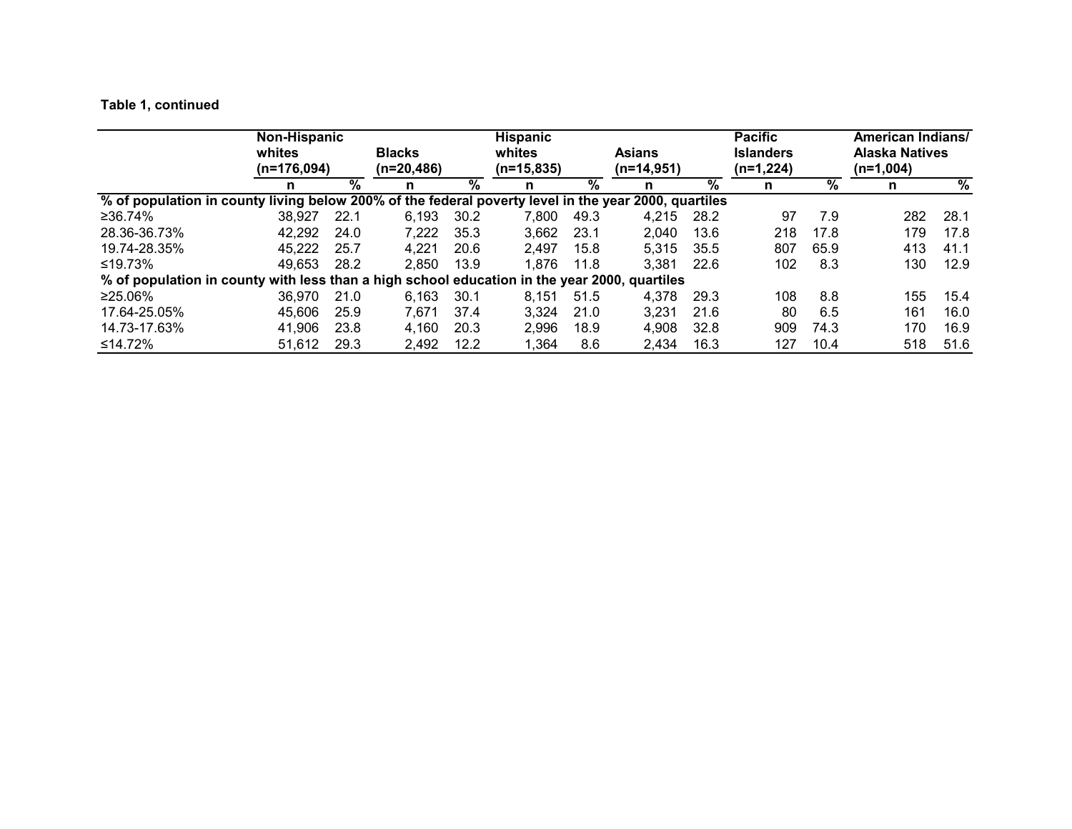**Table 1, continued**

| | Non-Hispanic whites (n=176,094) | | Blacks (n=20,486) | | Hispanic whites (n=15,835) | | Asians (n=14,951) | | Pacific Islanders (n=1,224) | | American Indians/ Alaska Natives (n=1,004) | |
|---|---|---|---|---|---|---|---|---|---|---|---|---|
| | n | % | n | % | n | % | n | % | n | % | n | % |
| **% of population in county living below 200% of the federal poverty level in the year 2000, quartiles** | | | | | | | | | | | | |
| ≥36.74% | 38,927 | 22.1 | 6,193 | 30.2 | 7,800 | 49.3 | 4,215 | 28.2 | 97 | 7.9 | 282 | 28.1 |
| 28.36-36.73% | 42,292 | 24.0 | 7,222 | 35.3 | 3,662 | 23.1 | 2,040 | 13.6 | 218 | 17.8 | 179 | 17.8 |
| 19.74-28.35% | 45,222 | 25.7 | 4,221 | 20.6 | 2,497 | 15.8 | 5,315 | 35.5 | 807 | 65.9 | 413 | 41.1 |
| ≤19.73% | 49,653 | 28.2 | 2,850 | 13.9 | 1,876 | 11.8 | 3,381 | 22.6 | 102 | 8.3 | 130 | 12.9 |
| **% of population in county with less than a high school education in the year 2000, quartiles** | | | | | | | | | | | | |
| ≥25.06% | 36,970 | 21.0 | 6,163 | 30.1 | 8,151 | 51.5 | 4,378 | 29.3 | 108 | 8.8 | 155 | 15.4 |
| 17.64-25.05% | 45,606 | 25.9 | 7,671 | 37.4 | 3,324 | 21.0 | 3,231 | 21.6 | 80 | 6.5 | 161 | 16.0 |
| 14.73-17.63% | 41,906 | 23.8 | 4,160 | 20.3 | 2,996 | 18.9 | 4,908 | 32.8 | 909 | 74.3 | 170 | 16.9 |
| ≤14.72% | 51,612 | 29.3 | 2,492 | 12.2 | 1,364 | 8.6 | 2,434 | 16.3 | 127 | 10.4 | 518 | 51.6 |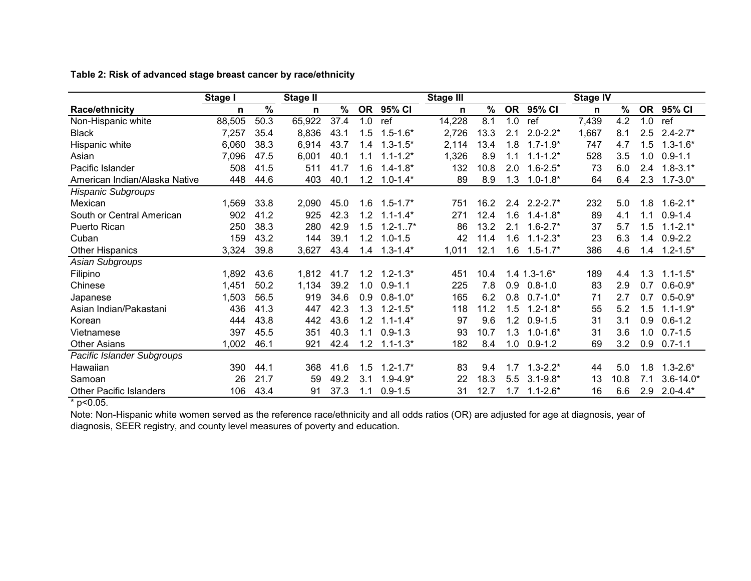**Table 2: Risk of advanced stage breast cancer by race/ethnicity**

| | Stage I | | Stage II | | | | Stage III | | | | Stage IV | | | |
|---|---|---|---|---|---|---|---|---|---|---|---|---|---|---|
| **Race/ethnicity** | **n** | **%** | **n** | **%** | **OR** | **95% CI** | **n** | **%** | **OR** | **95% CI** | **n** | **%** | **OR** | **95% CI** |
| Non-Hispanic white | 88,505 | 50.3 | 65,922 | 37.4 | 1.0 | ref | 14,228 | 8.1 | 1.0 | ref | 7,439 | 4.2 | 1.0 | ref |
| Black | 7,257 | 35.4 | 8,836 | 43.1 | 1.5 | 1.5-1.6* | 2,726 | 13.3 | 2.1 | 2.0-2.2* | 1,667 | 8.1 | 2.5 | 2.4-2.7* |
| Hispanic white | 6,060 | 38.3 | 6,914 | 43.7 | 1.4 | 1.3-1.5* | 2,114 | 13.4 | 1.8 | 1.7-1.9* | 747 | 4.7 | 1.5 | 1.3-1.6* |
| Asian | 7,096 | 47.5 | 6,001 | 40.1 | 1.1 | 1.1-1.2* | 1,326 | 8.9 | 1.1 | 1.1-1.2* | 528 | 3.5 | 1.0 | 0.9-1.1 |
| Pacific Islander | 508 | 41.5 | 511 | 41.7 | 1.6 | 1.4-1.8* | 132 | 10.8 | 2.0 | 1.6-2.5* | 73 | 6.0 | 2.4 | 1.8-3.1* |
| American Indian/Alaska Native | 448 | 44.6 | 403 | 40.1 | 1.2 | 1.0-1.4* | 89 | 8.9 | 1.3 | 1.0-1.8* | 64 | 6.4 | 2.3 | 1.7-3.0* |
| *Hispanic Subgroups* | | | | | | | | | | | | | | |
| Mexican | 1,569 | 33.8 | 2,090 | 45.0 | 1.6 | 1.5-1.7* | 751 | 16.2 | 2.4 | 2.2-2.7* | 232 | 5.0 | 1.8 | 1.6-2.1* |
| South or Central American | 902 | 41.2 | 925 | 42.3 | 1.2 | 1.1-1.4* | 271 | 12.4 | 1.6 | 1.4-1.8* | 89 | 4.1 | 1.1 | 0.9-1.4 |
| Puerto Rican | 250 | 38.3 | 280 | 42.9 | 1.5 | 1.2-1..7* | 86 | 13.2 | 2.1 | 1.6-2.7* | 37 | 5.7 | 1.5 | 1.1-2.1* |
| Cuban | 159 | 43.2 | 144 | 39.1 | 1.2 | 1.0-1.5 | 42 | 11.4 | 1.6 | 1.1-2.3* | 23 | 6.3 | 1.4 | 0.9-2.2 |
| Other Hispanics | 3,324 | 39.8 | 3,627 | 43.4 | 1.4 | 1.3-1.4* | 1,011 | 12.1 | 1.6 | 1.5-1.7* | 386 | 4.6 | 1.4 | 1.2-1.5* |
| *Asian Subgroups* | | | | | | | | | | | | | | |
| Filipino | 1,892 | 43.6 | 1,812 | 41.7 | 1.2 | 1.2-1.3* | 451 | 10.4 | 1.4 | 1.3-1.6* | 189 | 4.4 | 1.3 | 1.1-1.5* |
| Chinese | 1,451 | 50.2 | 1,134 | 39.2 | 1.0 | 0.9-1.1 | 225 | 7.8 | 0.9 | 0.8-1.0 | 83 | 2.9 | 0.7 | 0.6-0.9* |
| Japanese | 1,503 | 56.5 | 919 | 34.6 | 0.9 | 0.8-1.0* | 165 | 6.2 | 0.8 | 0.7-1.0* | 71 | 2.7 | 0.7 | 0.5-0.9* |
| Asian Indian/Pakastani | 436 | 41.3 | 447 | 42.3 | 1.3 | 1.2-1.5* | 118 | 11.2 | 1.5 | 1.2-1.8* | 55 | 5.2 | 1.5 | 1.1-1.9* |
| Korean | 444 | 43.8 | 442 | 43.6 | 1.2 | 1.1-1.4* | 97 | 9.6 | 1.2 | 0.9-1.5 | 31 | 3.1 | 0.9 | 0.6-1.2 |
| Vietnamese | 397 | 45.5 | 351 | 40.3 | 1.1 | 0.9-1.3 | 93 | 10.7 | 1.3 | 1.0-1.6* | 31 | 3.6 | 1.0 | 0.7-1.5 |
| Other Asians | 1,002 | 46.1 | 921 | 42.4 | 1.2 | 1.1-1.3* | 182 | 8.4 | 1.0 | 0.9-1.2 | 69 | 3.2 | 0.9 | 0.7-1.1 |
| *Pacific Islander Subgroups* | | | | | | | | | | | | | | |
| Hawaiian | 390 | 44.1 | 368 | 41.6 | 1.5 | 1.2-1.7* | 83 | 9.4 | 1.7 | 1.3-2.2* | 44 | 5.0 | 1.8 | 1.3-2.6* |
| Samoan | 26 | 21.7 | 59 | 49.2 | 3.1 | 1.9-4.9* | 22 | 18.3 | 5.5 | 3.1-9.8* | 13 | 10.8 | 7.1 | 3.6-14.0* |
| Other Pacific Islanders | 106 | 43.4 | 91 | 37.3 | 1.1 | 0.9-1.5 | 31 | 12.7 | 1.7 | 1.1-2.6* | 16 | 6.6 | 2.9 | 2.0-4.4* |

* p<0.05.

Note: Non-Hispanic white women served as the reference race/ethnicity and all odds ratios (OR) are adjusted for age at diagnosis, year of diagnosis, SEER registry, and county level measures of poverty and education.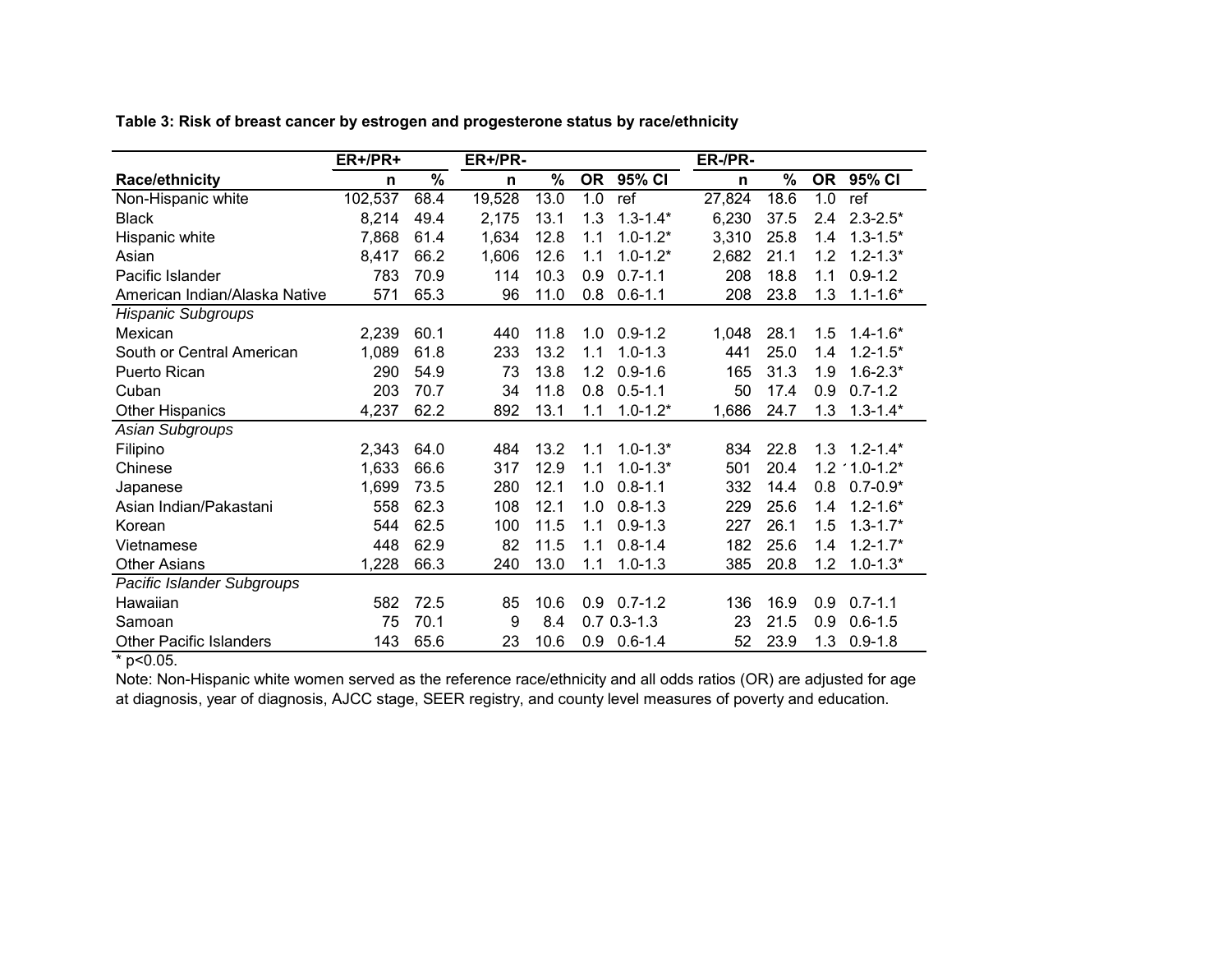**Table 3: Risk of breast cancer by estrogen and progesterone status by race/ethnicity**

| | ER+/PR+ | | ER+/PR- | | | | ER-/PR- | | | |
|---|---|---|---|---|---|---|---|---|---|---|
| **Race/ethnicity** | **n** | **%** | **n** | **%** | **OR** | **95% CI** | **n** | **%** | **OR** | **95% CI** |
| Non-Hispanic white | 102,537 | 68.4 | 19,528 | 13.0 | 1.0 | ref | 27,824 | 18.6 | 1.0 | ref |
| Black | 8,214 | 49.4 | 2,175 | 13.1 | 1.3 | 1.3-1.4* | 6,230 | 37.5 | 2.4 | 2.3-2.5* |
| Hispanic white | 7,868 | 61.4 | 1,634 | 12.8 | 1.1 | 1.0-1.2* | 3,310 | 25.8 | 1.4 | 1.3-1.5* |
| Asian | 8,417 | 66.2 | 1,606 | 12.6 | 1.1 | 1.0-1.2* | 2,682 | 21.1 | 1.2 | 1.2-1.3* |
| Pacific Islander | 783 | 70.9 | 114 | 10.3 | 0.9 | 0.7-1.1 | 208 | 18.8 | 1.1 | 0.9-1.2 |
| American Indian/Alaska Native | 571 | 65.3 | 96 | 11.0 | 0.8 | 0.6-1.1 | 208 | 23.8 | 1.3 | 1.1-1.6* |
| *Hispanic Subgroups* | | | | | | | | | | |
| Mexican | 2,239 | 60.1 | 440 | 11.8 | 1.0 | 0.9-1.2 | 1,048 | 28.1 | 1.5 | 1.4-1.6* |
| South or Central American | 1,089 | 61.8 | 233 | 13.2 | 1.1 | 1.0-1.3 | 441 | 25.0 | 1.4 | 1.2-1.5* |
| Puerto Rican | 290 | 54.9 | 73 | 13.8 | 1.2 | 0.9-1.6 | 165 | 31.3 | 1.9 | 1.6-2.3* |
| Cuban | 203 | 70.7 | 34 | 11.8 | 0.8 | 0.5-1.1 | 50 | 17.4 | 0.9 | 0.7-1.2 |
| Other Hispanics | 4,237 | 62.2 | 892 | 13.1 | 1.1 | 1.0-1.2* | 1,686 | 24.7 | 1.3 | 1.3-1.4* |
| *Asian Subgroups* | | | | | | | | | | |
| Filipino | 2,343 | 64.0 | 484 | 13.2 | 1.1 | 1.0-1.3* | 834 | 22.8 | 1.3 | 1.2-1.4* |
| Chinese | 1,633 | 66.6 | 317 | 12.9 | 1.1 | 1.0-1.3* | 501 | 20.4 | 1.2 | 1.0-1.2* |
| Japanese | 1,699 | 73.5 | 280 | 12.1 | 1.0 | 0.8-1.1 | 332 | 14.4 | 0.8 | 0.7-0.9* |
| Asian Indian/Pakastani | 558 | 62.3 | 108 | 12.1 | 1.0 | 0.8-1.3 | 229 | 25.6 | 1.4 | 1.2-1.6* |
| Korean | 544 | 62.5 | 100 | 11.5 | 1.1 | 0.9-1.3 | 227 | 26.1 | 1.5 | 1.3-1.7* |
| Vietnamese | 448 | 62.9 | 82 | 11.5 | 1.1 | 0.8-1.4 | 182 | 25.6 | 1.4 | 1.2-1.7* |
| Other Asians | 1,228 | 66.3 | 240 | 13.0 | 1.1 | 1.0-1.3 | 385 | 20.8 | 1.2 | 1.0-1.3* |
| *Pacific Islander Subgroups* | | | | | | | | | | |
| Hawaiian | 582 | 72.5 | 85 | 10.6 | 0.9 | 0.7-1.2 | 136 | 16.9 | 0.9 | 0.7-1.1 |
| Samoan | 75 | 70.1 | 9 | 8.4 | 0.7 | 0.3-1.3 | 23 | 21.5 | 0.9 | 0.6-1.5 |
| Other Pacific Islanders | 143 | 65.6 | 23 | 10.6 | 0.9 | 0.6-1.4 | 52 | 23.9 | 1.3 | 0.9-1.8 |

* $p<0.05$.

Note: Non-Hispanic white women served as the reference race/ethnicity and all odds ratios (OR) are adjusted for age at diagnosis, year of diagnosis, AJCC stage, SEER registry, and county level measures of poverty and education.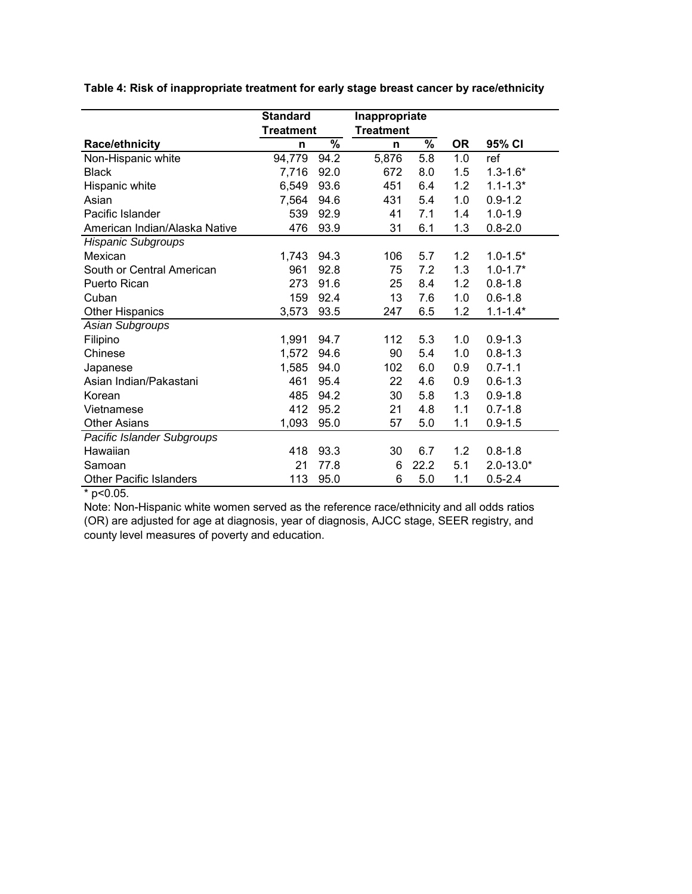**Table 4: Risk of inappropriate treatment for early stage breast cancer by race/ethnicity**

| | Standard Treatment | | Inappropriate Treatment | | | |
|---|---|---|---|---|---|---|
| **Race/ethnicity** | **n** | **%** | **n** | **%** | **OR** | **95% CI** |
| Non-Hispanic white | 94,779 | 94.2 | 5,876 | 5.8 | 1.0 | ref |
| Black | 7,716 | 92.0 | 672 | 8.0 | 1.5 | 1.3-1.6* |
| Hispanic white | 6,549 | 93.6 | 451 | 6.4 | 1.2 | 1.1-1.3* |
| Asian | 7,564 | 94.6 | 431 | 5.4 | 1.0 | 0.9-1.2 |
| Pacific Islander | 539 | 92.9 | 41 | 7.1 | 1.4 | 1.0-1.9 |
| American Indian/Alaska Native | 476 | 93.9 | 31 | 6.1 | 1.3 | 0.8-2.0 |
| *Hispanic Subgroups* | | | | | | |
| Mexican | 1,743 | 94.3 | 106 | 5.7 | 1.2 | 1.0-1.5* |
| South or Central American | 961 | 92.8 | 75 | 7.2 | 1.3 | 1.0-1.7* |
| Puerto Rican | 273 | 91.6 | 25 | 8.4 | 1.2 | 0.8-1.8 |
| Cuban | 159 | 92.4 | 13 | 7.6 | 1.0 | 0.6-1.8 |
| Other Hispanics | 3,573 | 93.5 | 247 | 6.5 | 1.2 | 1.1-1.4* |
| *Asian Subgroups* | | | | | | |
| Filipino | 1,991 | 94.7 | 112 | 5.3 | 1.0 | 0.9-1.3 |
| Chinese | 1,572 | 94.6 | 90 | 5.4 | 1.0 | 0.8-1.3 |
| Japanese | 1,585 | 94.0 | 102 | 6.0 | 0.9 | 0.7-1.1 |
| Asian Indian/Pakastani | 461 | 95.4 | 22 | 4.6 | 0.9 | 0.6-1.3 |
| Korean | 485 | 94.2 | 30 | 5.8 | 1.3 | 0.9-1.8 |
| Vietnamese | 412 | 95.2 | 21 | 4.8 | 1.1 | 0.7-1.8 |
| Other Asians | 1,093 | 95.0 | 57 | 5.0 | 1.1 | 0.9-1.5 |
| *Pacific Islander Subgroups* | | | | | | |
| Hawaiian | 418 | 93.3 | 30 | 6.7 | 1.2 | 0.8-1.8 |
| Samoan | 21 | 77.8 | 6 | 22.2 | 5.1 | 2.0-13.0* |
| Other Pacific Islanders | 113 | 95.0 | 6 | 5.0 | 1.1 | 0.5-2.4 |

* $p<0.05$.

Note: Non-Hispanic white women served as the reference race/ethnicity and all odds ratios (OR) are adjusted for age at diagnosis, year of diagnosis, AJCC stage, SEER registry, and county level measures of poverty and education.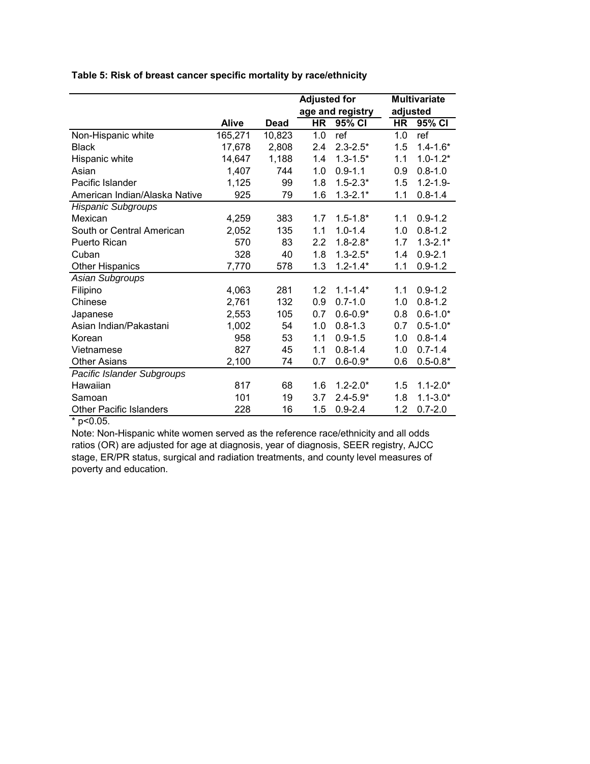**Table 5: Risk of breast cancer specific mortality by race/ethnicity**

| | | | Adjusted for age and registry | | Multivariate adjusted | |
|---|---|---|---|---|---|---|
| | **Alive** | **Dead** | **HR** | **95% CI** | **HR** | **95% CI** |
| Non-Hispanic white | 165,271 | 10,823 | 1.0 | ref | 1.0 | ref |
| Black | 17,678 | 2,808 | 2.4 | 2.3-2.5* | 1.5 | 1.4-1.6* |
| Hispanic white | 14,647 | 1,188 | 1.4 | 1.3-1.5* | 1.1 | 1.0-1.2* |
| Asian | 1,407 | 744 | 1.0 | 0.9-1.1 | 0.9 | 0.8-1.0 |
| Pacific Islander | 1,125 | 99 | 1.8 | 1.5-2.3* | 1.5 | 1.2-1.9- |
| American Indian/Alaska Native | 925 | 79 | 1.6 | 1.3-2.1* | 1.1 | 0.8-1.4 |
| *Hispanic Subgroups* | | | | | | |
| Mexican | 4,259 | 383 | 1.7 | 1.5-1.8* | 1.1 | 0.9-1.2 |
| South or Central American | 2,052 | 135 | 1.1 | 1.0-1.4 | 1.0 | 0.8-1.2 |
| Puerto Rican | 570 | 83 | 2.2 | 1.8-2.8* | 1.7 | 1.3-2.1* |
| Cuban | 328 | 40 | 1.8 | 1.3-2.5* | 1.4 | 0.9-2.1 |
| Other Hispanics | 7,770 | 578 | 1.3 | 1.2-1.4* | 1.1 | 0.9-1.2 |
| *Asian Subgroups* | | | | | | |
| Filipino | 4,063 | 281 | 1.2 | 1.1-1.4* | 1.1 | 0.9-1.2 |
| Chinese | 2,761 | 132 | 0.9 | 0.7-1.0 | 1.0 | 0.8-1.2 |
| Japanese | 2,553 | 105 | 0.7 | 0.6-0.9* | 0.8 | 0.6-1.0* |
| Asian Indian/Pakastani | 1,002 | 54 | 1.0 | 0.8-1.3 | 0.7 | 0.5-1.0* |
| Korean | 958 | 53 | 1.1 | 0.9-1.5 | 1.0 | 0.8-1.4 |
| Vietnamese | 827 | 45 | 1.1 | 0.8-1.4 | 1.0 | 0.7-1.4 |
| Other Asians | 2,100 | 74 | 0.7 | 0.6-0.9* | 0.6 | 0.5-0.8* |
| *Pacific Islander Subgroups* | | | | | | |
| Hawaiian | 817 | 68 | 1.6 | 1.2-2.0* | 1.5 | 1.1-2.0* |
| Samoan | 101 | 19 | 3.7 | 2.4-5.9* | 1.8 | 1.1-3.0* |
| Other Pacific Islanders | 228 | 16 | 1.5 | 0.9-2.4 | 1.2 | 0.7-2.0 |

* $p<0.05$.

Note: Non-Hispanic white women served as the reference race/ethnicity and all odds ratios (OR) are adjusted for age at diagnosis, year of diagnosis, SEER registry, AJCC stage, ER/PR status, surgical and radiation treatments, and county level measures of poverty and education.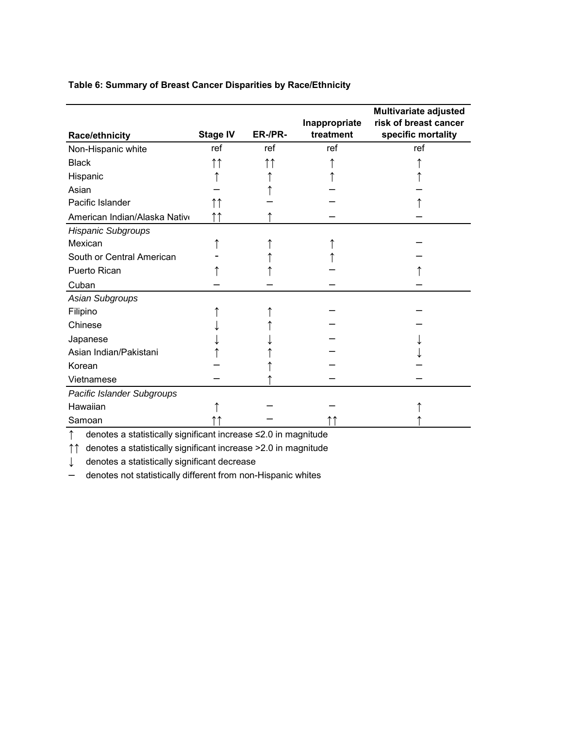**Table 6: Summary of Breast Cancer Disparities by Race/Ethnicity**

| Race/ethnicity | Stage IV | ER-/PR- | Inappropriate treatment | Multivariate adjusted risk of breast cancer specific mortality |
|---|---|---|---|---|
| Non-Hispanic white | ref | ref | ref | ref |
| Black | ↑↑ | ↑↑ | ↑ | ↑ |
| Hispanic | ↑ | ↑ | ↑ | ↑ |
| Asian | – | ↑ | – | – |
| Pacific Islander | ↑↑ | – | – | ↑ |
| American Indian/Alaska Native | ↑↑ | ↑ | – | – |
| *Hispanic Subgroups* | | | | |
| Mexican | ↑ | ↑ | ↑ | – |
| South or Central American | - | ↑ | ↑ | – |
| Puerto Rican | ↑ | ↑ | – | ↑ |
| Cuban | – | – | – | – |
| *Asian Subgroups* | | | | |
| Filipino | ↑ | ↑ | – | – |
| Chinese | ↓ | ↑ | – | – |
| Japanese | ↓ | ↓ | – | ↓ |
| Asian Indian/Pakistani | ↑ | ↑ | – | ↓ |
| Korean | – | ↑ | – | – |
| Vietnamese | – | ↑ | – | – |
| *Pacific Islander Subgroups* | | | | |
| Hawaiian | ↑ | – | – | ↑ |
| Samoan | ↑↑ | – | ↑↑ | ↑ |

↑ denotes a statistically significant increase ≤2.0 in magnitude

↑↑ denotes a statistically significant increase >2.0 in magnitude

↓ denotes a statistically significant decrease

– denotes not statistically different from non-Hispanic whites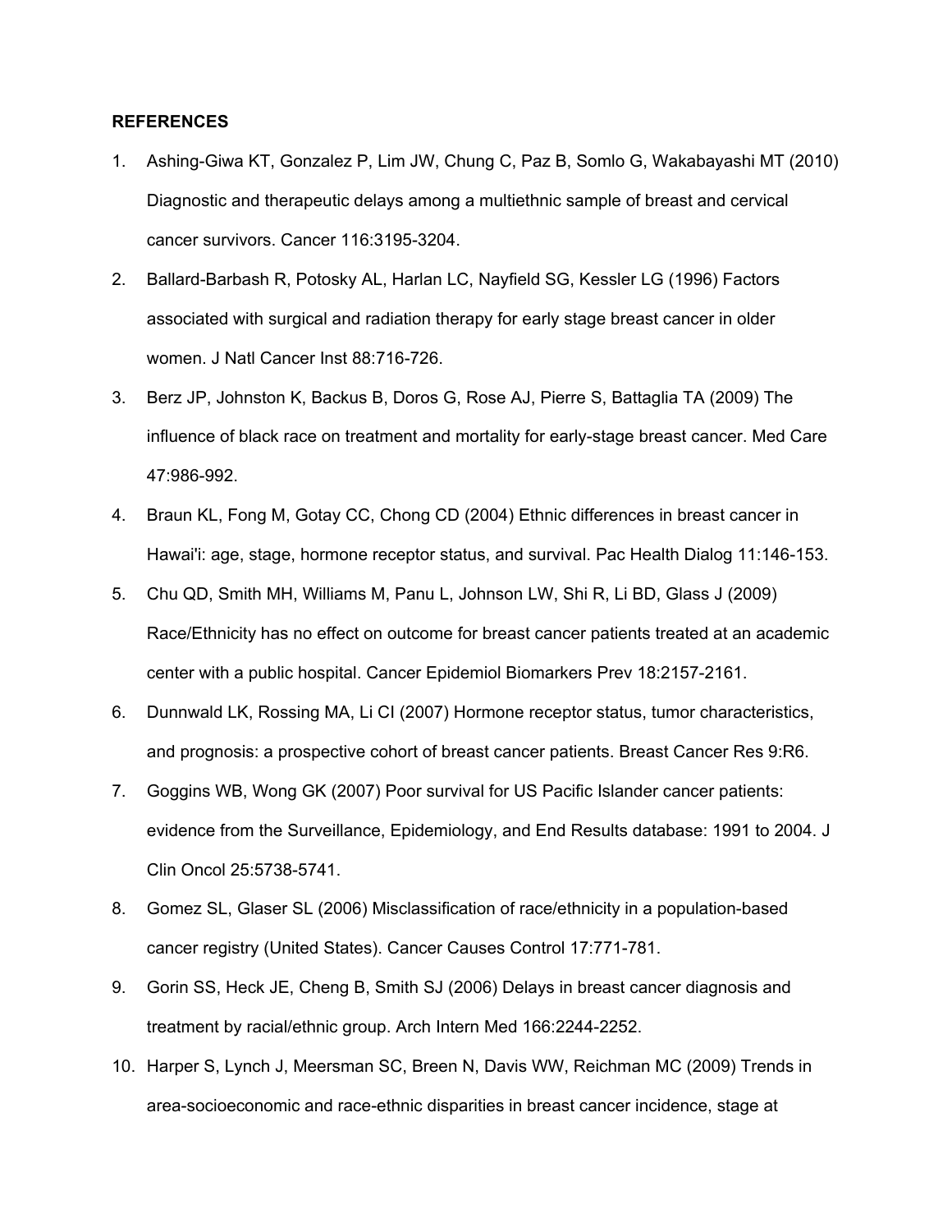**REFERENCES**

1. Ashing-Giwa KT, Gonzalez P, Lim JW, Chung C, Paz B, Somlo G, Wakabayashi MT (2010) Diagnostic and therapeutic delays among a multiethnic sample of breast and cervical cancer survivors. Cancer 116:3195-3204.
2. Ballard-Barbash R, Potosky AL, Harlan LC, Nayfield SG, Kessler LG (1996) Factors associated with surgical and radiation therapy for early stage breast cancer in older women. J Natl Cancer Inst 88:716-726.
3. Berz JP, Johnston K, Backus B, Doros G, Rose AJ, Pierre S, Battaglia TA (2009) The influence of black race on treatment and mortality for early-stage breast cancer. Med Care 47:986-992.
4. Braun KL, Fong M, Gotay CC, Chong CD (2004) Ethnic differences in breast cancer in Hawai'i: age, stage, hormone receptor status, and survival. Pac Health Dialog 11:146-153.
5. Chu QD, Smith MH, Williams M, Panu L, Johnson LW, Shi R, Li BD, Glass J (2009) Race/Ethnicity has no effect on outcome for breast cancer patients treated at an academic center with a public hospital. Cancer Epidemiol Biomarkers Prev 18:2157-2161.
6. Dunnwald LK, Rossing MA, Li CI (2007) Hormone receptor status, tumor characteristics, and prognosis: a prospective cohort of breast cancer patients. Breast Cancer Res 9:R6.
7. Goggins WB, Wong GK (2007) Poor survival for US Pacific Islander cancer patients: evidence from the Surveillance, Epidemiology, and End Results database: 1991 to 2004. J Clin Oncol 25:5738-5741.
8. Gomez SL, Glaser SL (2006) Misclassification of race/ethnicity in a population-based cancer registry (United States). Cancer Causes Control 17:771-781.
9. Gorin SS, Heck JE, Cheng B, Smith SJ (2006) Delays in breast cancer diagnosis and treatment by racial/ethnic group. Arch Intern Med 166:2244-2252.
10. Harper S, Lynch J, Meersman SC, Breen N, Davis WW, Reichman MC (2009) Trends in area-socioeconomic and race-ethnic disparities in breast cancer incidence, stage at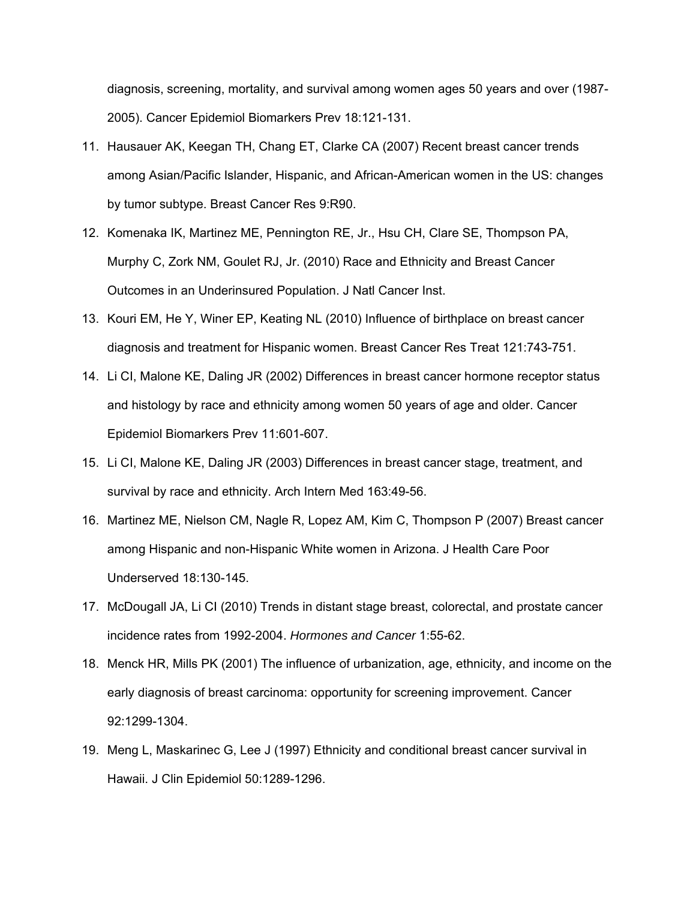diagnosis, screening, mortality, and survival among women ages 50 years and over (1987-2005). Cancer Epidemiol Biomarkers Prev 18:121-131.

11. Hausauer AK, Keegan TH, Chang ET, Clarke CA (2007) Recent breast cancer trends among Asian/Pacific Islander, Hispanic, and African-American women in the US: changes by tumor subtype. Breast Cancer Res 9:R90.
12. Komenaka IK, Martinez ME, Pennington RE, Jr., Hsu CH, Clare SE, Thompson PA, Murphy C, Zork NM, Goulet RJ, Jr. (2010) Race and Ethnicity and Breast Cancer Outcomes in an Underinsured Population. J Natl Cancer Inst.
13. Kouri EM, He Y, Winer EP, Keating NL (2010) Influence of birthplace on breast cancer diagnosis and treatment for Hispanic women. Breast Cancer Res Treat 121:743-751.
14. Li CI, Malone KE, Daling JR (2002) Differences in breast cancer hormone receptor status and histology by race and ethnicity among women 50 years of age and older. Cancer Epidemiol Biomarkers Prev 11:601-607.
15. Li CI, Malone KE, Daling JR (2003) Differences in breast cancer stage, treatment, and survival by race and ethnicity. Arch Intern Med 163:49-56.
16. Martinez ME, Nielson CM, Nagle R, Lopez AM, Kim C, Thompson P (2007) Breast cancer among Hispanic and non-Hispanic White women in Arizona. J Health Care Poor Underserved 18:130-145.
17. McDougall JA, Li CI (2010) Trends in distant stage breast, colorectal, and prostate cancer incidence rates from 1992-2004. *Hormones and Cancer* 1:55-62.
18. Menck HR, Mills PK (2001) The influence of urbanization, age, ethnicity, and income on the early diagnosis of breast carcinoma: opportunity for screening improvement. Cancer 92:1299-1304.
19. Meng L, Maskarinec G, Lee J (1997) Ethnicity and conditional breast cancer survival in Hawaii. J Clin Epidemiol 50:1289-1296.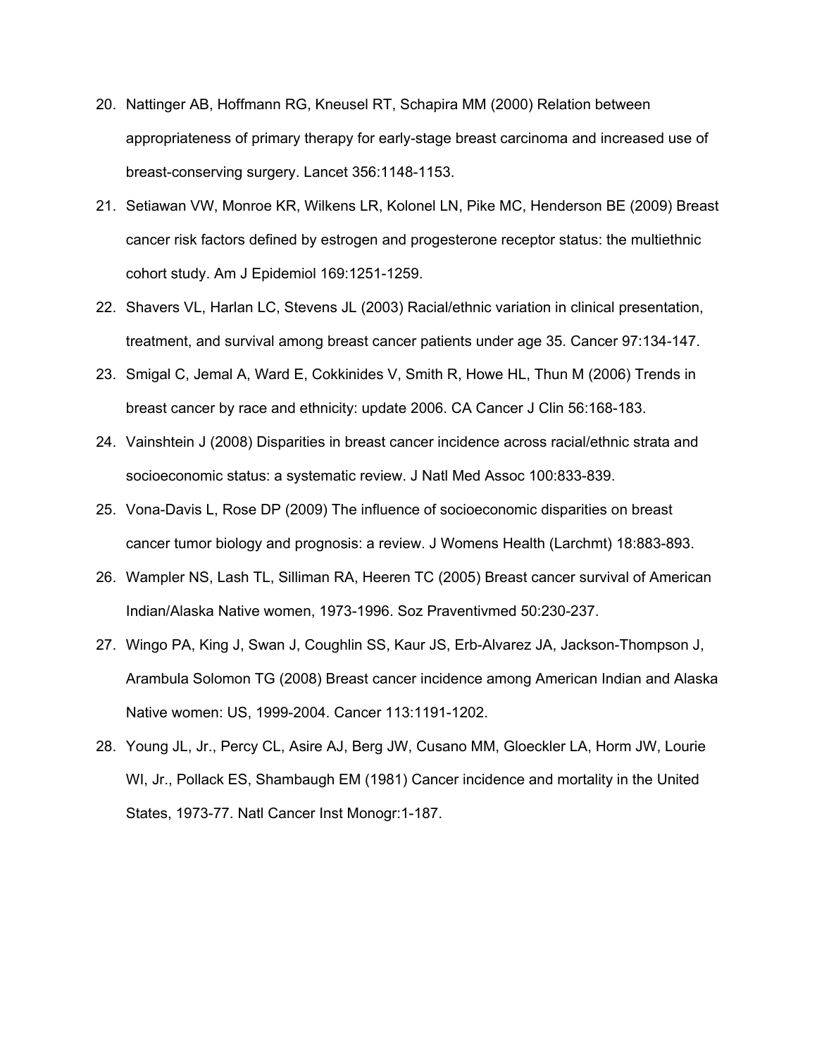20. Nattinger AB, Hoffmann RG, Kneusel RT, Schapira MM (2000) Relation between appropriateness of primary therapy for early-stage breast carcinoma and increased use of breast-conserving surgery. Lancet 356:1148-1153.
21. Setiawan VW, Monroe KR, Wilkens LR, Kolonel LN, Pike MC, Henderson BE (2009) Breast cancer risk factors defined by estrogen and progesterone receptor status: the multiethnic cohort study. Am J Epidemiol 169:1251-1259.
22. Shavers VL, Harlan LC, Stevens JL (2003) Racial/ethnic variation in clinical presentation, treatment, and survival among breast cancer patients under age 35. Cancer 97:134-147.
23. Smigal C, Jemal A, Ward E, Cokkinides V, Smith R, Howe HL, Thun M (2006) Trends in breast cancer by race and ethnicity: update 2006. CA Cancer J Clin 56:168-183.
24. Vainshtein J (2008) Disparities in breast cancer incidence across racial/ethnic strata and socioeconomic status: a systematic review. J Natl Med Assoc 100:833-839.
25. Vona-Davis L, Rose DP (2009) The influence of socioeconomic disparities on breast cancer tumor biology and prognosis: a review. J Womens Health (Larchmt) 18:883-893.
26. Wampler NS, Lash TL, Silliman RA, Heeren TC (2005) Breast cancer survival of American Indian/Alaska Native women, 1973-1996. Soz Praventivmed 50:230-237.
27. Wingo PA, King J, Swan J, Coughlin SS, Kaur JS, Erb-Alvarez JA, Jackson-Thompson J, Arambula Solomon TG (2008) Breast cancer incidence among American Indian and Alaska Native women: US, 1999-2004. Cancer 113:1191-1202.
28. Young JL, Jr., Percy CL, Asire AJ, Berg JW, Cusano MM, Gloeckler LA, Horm JW, Lourie WI, Jr., Pollack ES, Shambaugh EM (1981) Cancer incidence and mortality in the United States, 1973-77. Natl Cancer Inst Monogr:1-187.